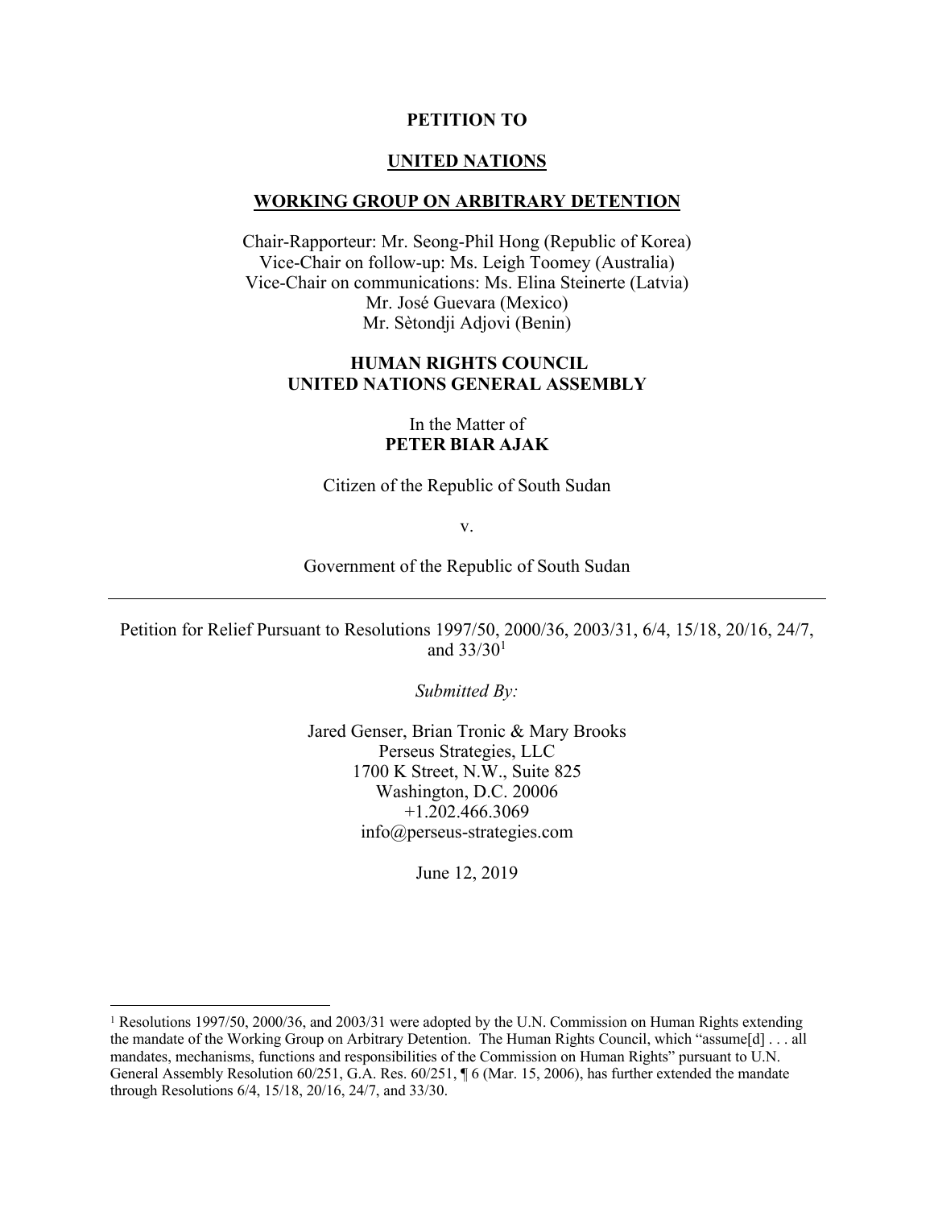**PETITION TO**

**UNITED NATIONS**

**WORKING GROUP ON ARBITRARY DETENTION**

Chair-Rapporteur: Mr. Seong-Phil Hong (Republic of Korea)
Vice-Chair on follow-up: Ms. Leigh Toomey (Australia)
Vice-Chair on communications: Ms. Elina Steinerte (Latvia)
Mr. José Guevara (Mexico)
Mr. Sètondji Adjovi (Benin)

**HUMAN RIGHTS COUNCIL**
**UNITED NATIONS GENERAL ASSEMBLY**

In the Matter of
**PETER BIAR AJAK**

Citizen of the Republic of South Sudan

v.

Government of the Republic of South Sudan

---

Petition for Relief Pursuant to Resolutions 1997/50, 2000/36, 2003/31, 6/4, 15/18, 20/16, 24/7, and 33/30[1]

*Submitted By:*

Jared Genser, Brian Tronic & Mary Brooks
Perseus Strategies, LLC
1700 K Street, N.W., Suite 825
Washington, D.C. 20006
+1.202.466.3069
info@perseus-strategies.com

June 12, 2019

---

[1] Resolutions 1997/50, 2000/36, and 2003/31 were adopted by the U.N. Commission on Human Rights extending the mandate of the Working Group on Arbitrary Detention. The Human Rights Council, which "assume[d] . . . all mandates, mechanisms, functions and responsibilities of the Commission on Human Rights" pursuant to U.N. General Assembly Resolution 60/251, G.A. Res. 60/251, ¶ 6 (Mar. 15, 2006), has further extended the mandate through Resolutions 6/4, 15/18, 20/16, 24/7, and 33/30.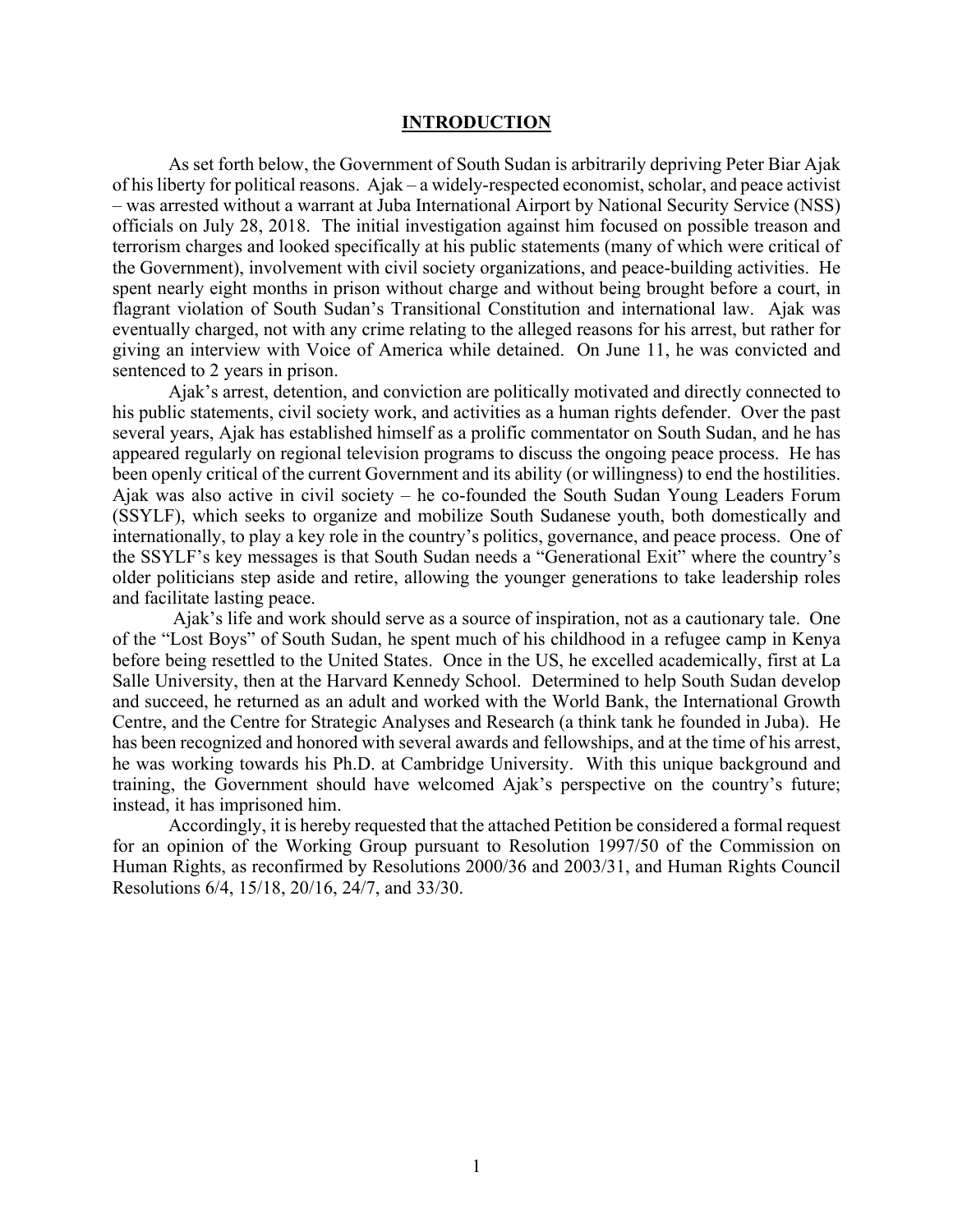## INTRODUCTION

As set forth below, the Government of South Sudan is arbitrarily depriving Peter Biar Ajak of his liberty for political reasons. Ajak – a widely-respected economist, scholar, and peace activist – was arrested without a warrant at Juba International Airport by National Security Service (NSS) officials on July 28, 2018. The initial investigation against him focused on possible treason and terrorism charges and looked specifically at his public statements (many of which were critical of the Government), involvement with civil society organizations, and peace-building activities. He spent nearly eight months in prison without charge and without being brought before a court, in flagrant violation of South Sudan's Transitional Constitution and international law. Ajak was eventually charged, not with any crime relating to the alleged reasons for his arrest, but rather for giving an interview with Voice of America while detained. On June 11, he was convicted and sentenced to 2 years in prison.

Ajak's arrest, detention, and conviction are politically motivated and directly connected to his public statements, civil society work, and activities as a human rights defender. Over the past several years, Ajak has established himself as a prolific commentator on South Sudan, and he has appeared regularly on regional television programs to discuss the ongoing peace process. He has been openly critical of the current Government and its ability (or willingness) to end the hostilities. Ajak was also active in civil society – he co-founded the South Sudan Young Leaders Forum (SSYLF), which seeks to organize and mobilize South Sudanese youth, both domestically and internationally, to play a key role in the country's politics, governance, and peace process. One of the SSYLF's key messages is that South Sudan needs a "Generational Exit" where the country's older politicians step aside and retire, allowing the younger generations to take leadership roles and facilitate lasting peace.

Ajak's life and work should serve as a source of inspiration, not as a cautionary tale. One of the "Lost Boys" of South Sudan, he spent much of his childhood in a refugee camp in Kenya before being resettled to the United States. Once in the US, he excelled academically, first at La Salle University, then at the Harvard Kennedy School. Determined to help South Sudan develop and succeed, he returned as an adult and worked with the World Bank, the International Growth Centre, and the Centre for Strategic Analyses and Research (a think tank he founded in Juba). He has been recognized and honored with several awards and fellowships, and at the time of his arrest, he was working towards his Ph.D. at Cambridge University. With this unique background and training, the Government should have welcomed Ajak's perspective on the country's future; instead, it has imprisoned him.

Accordingly, it is hereby requested that the attached Petition be considered a formal request for an opinion of the Working Group pursuant to Resolution 1997/50 of the Commission on Human Rights, as reconfirmed by Resolutions 2000/36 and 2003/31, and Human Rights Council Resolutions 6/4, 15/18, 20/16, 24/7, and 33/30.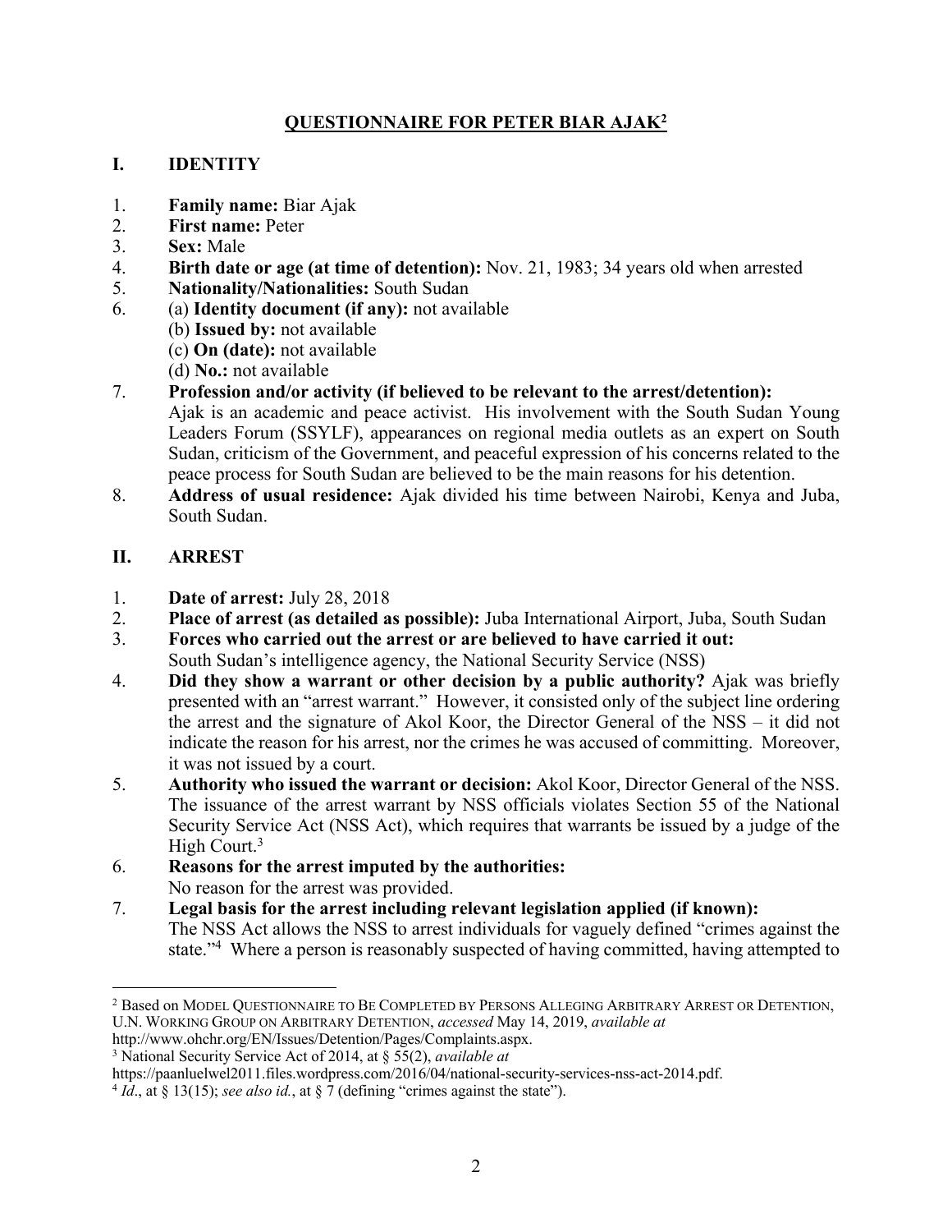## QUESTIONNAIRE FOR PETER BIAR AJAK[2]

### I. IDENTITY

1. **Family name:** Biar Ajak
2. **First name:** Peter
3. **Sex:** Male
4. **Birth date or age (at time of detention):** Nov. 21, 1983; 34 years old when arrested
5. **Nationality/Nationalities:** South Sudan
6. (a) **Identity document (if any):** not available
   (b) **Issued by:** not available
   (c) **On (date):** not available
   (d) **No.:** not available
7. **Profession and/or activity (if believed to be relevant to the arrest/detention):** Ajak is an academic and peace activist. His involvement with the South Sudan Young Leaders Forum (SSYLF), appearances on regional media outlets as an expert on South Sudan, criticism of the Government, and peaceful expression of his concerns related to the peace process for South Sudan are believed to be the main reasons for his detention.
8. **Address of usual residence:** Ajak divided his time between Nairobi, Kenya and Juba, South Sudan.

### II. ARREST

1. **Date of arrest:** July 28, 2018
2. **Place of arrest (as detailed as possible):** Juba International Airport, Juba, South Sudan
3. **Forces who carried out the arrest or are believed to have carried it out:** South Sudan's intelligence agency, the National Security Service (NSS)
4. **Did they show a warrant or other decision by a public authority?** Ajak was briefly presented with an "arrest warrant." However, it consisted only of the subject line ordering the arrest and the signature of Akol Koor, the Director General of the NSS – it did not indicate the reason for his arrest, nor the crimes he was accused of committing. Moreover, it was not issued by a court.
5. **Authority who issued the warrant or decision:** Akol Koor, Director General of the NSS. The issuance of the arrest warrant by NSS officials violates Section 55 of the National Security Service Act (NSS Act), which requires that warrants be issued by a judge of the High Court.[3]
6. **Reasons for the arrest imputed by the authorities:** No reason for the arrest was provided.
7. **Legal basis for the arrest including relevant legislation applied (if known):** The NSS Act allows the NSS to arrest individuals for vaguely defined "crimes against the state."[4] Where a person is reasonably suspected of having committed, having attempted to

---

[2] Based on MODEL QUESTIONNAIRE TO BE COMPLETED BY PERSONS ALLEGING ARBITRARY ARREST OR DETENTION, U.N. WORKING GROUP ON ARBITRARY DETENTION, *accessed* May 14, 2019, *available at* http://www.ohchr.org/EN/Issues/Detention/Pages/Complaints.aspx.

[3] National Security Service Act of 2014, at § 55(2), *available at* https://paanluelwel2011.files.wordpress.com/2016/04/national-security-services-nss-act-2014.pdf.

[4] *Id*., at § 13(15); *see also id.*, at § 7 (defining "crimes against the state").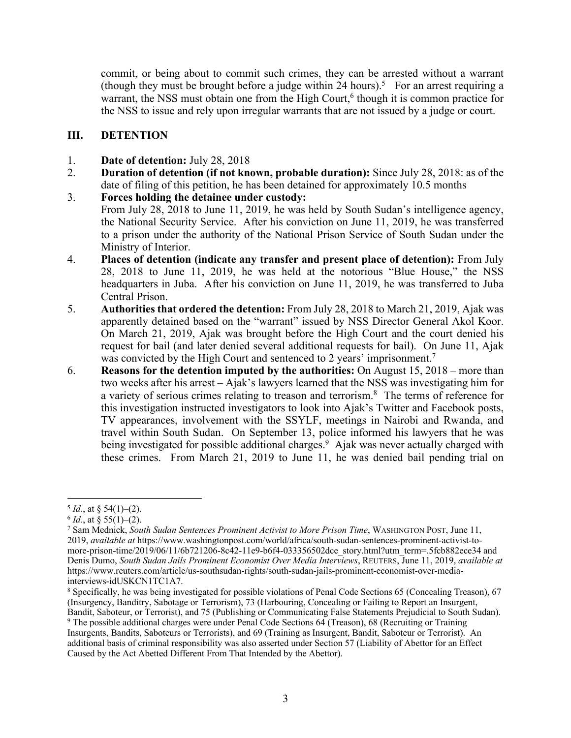commit, or being about to commit such crimes, they can be arrested without a warrant (though they must be brought before a judge within 24 hours).[5] For an arrest requiring a warrant, the NSS must obtain one from the High Court,[6] though it is common practice for the NSS to issue and rely upon irregular warrants that are not issued by a judge or court.

## III. DETENTION

1. **Date of detention:** July 28, 2018
2. **Duration of detention (if not known, probable duration):** Since July 28, 2018: as of the date of filing of this petition, he has been detained for approximately 10.5 months
3. **Forces holding the detainee under custody:** From July 28, 2018 to June 11, 2019, he was held by South Sudan's intelligence agency, the National Security Service. After his conviction on June 11, 2019, he was transferred to a prison under the authority of the National Prison Service of South Sudan under the Ministry of Interior.
4. **Places of detention (indicate any transfer and present place of detention):** From July 28, 2018 to June 11, 2019, he was held at the notorious "Blue House," the NSS headquarters in Juba. After his conviction on June 11, 2019, he was transferred to Juba Central Prison.
5. **Authorities that ordered the detention:** From July 28, 2018 to March 21, 2019, Ajak was apparently detained based on the "warrant" issued by NSS Director General Akol Koor. On March 21, 2019, Ajak was brought before the High Court and the court denied his request for bail (and later denied several additional requests for bail). On June 11, Ajak was convicted by the High Court and sentenced to 2 years' imprisonment.[7]
6. **Reasons for the detention imputed by the authorities:** On August 15, 2018 – more than two weeks after his arrest – Ajak's lawyers learned that the NSS was investigating him for a variety of serious crimes relating to treason and terrorism.[8] The terms of reference for this investigation instructed investigators to look into Ajak's Twitter and Facebook posts, TV appearances, involvement with the SSYLF, meetings in Nairobi and Rwanda, and travel within South Sudan. On September 13, police informed his lawyers that he was being investigated for possible additional charges.[9] Ajak was never actually charged with these crimes. From March 21, 2019 to June 11, he was denied bail pending trial on

---

[5] *Id.*, at § 54(1)–(2).

[6] *Id.*, at § 55(1)–(2).

[7] Sam Mednick, *South Sudan Sentences Prominent Activist to More Prison Time*, WASHINGTON POST, June 11, 2019, *available at* https://www.washingtonpost.com/world/africa/south-sudan-sentences-prominent-activist-to-more-prison-time/2019/06/11/6b721206-8c42-11e9-b6f4-033356502dce_story.html?utm_term=.5fcb882ece34 and Denis Dumo, *South Sudan Jails Prominent Economist Over Media Interviews*, REUTERS, June 11, 2019, *available at* https://www.reuters.com/article/us-southsudan-rights/south-sudan-jails-prominent-economist-over-media-interviews-idUSKCN1TC1A7.

[8] Specifically, he was being investigated for possible violations of Penal Code Sections 65 (Concealing Treason), 67 (Insurgency, Banditry, Sabotage or Terrorism), 73 (Harbouring, Concealing or Failing to Report an Insurgent, Bandit, Saboteur, or Terrorist), and 75 (Publishing or Communicating False Statements Prejudicial to South Sudan).

[9] The possible additional charges were under Penal Code Sections 64 (Treason), 68 (Recruiting or Training Insurgents, Bandits, Saboteurs or Terrorists), and 69 (Training as Insurgent, Bandit, Saboteur or Terrorist). An additional basis of criminal responsibility was also asserted under Section 57 (Liability of Abettor for an Effect Caused by the Act Abetted Different From That Intended by the Abettor).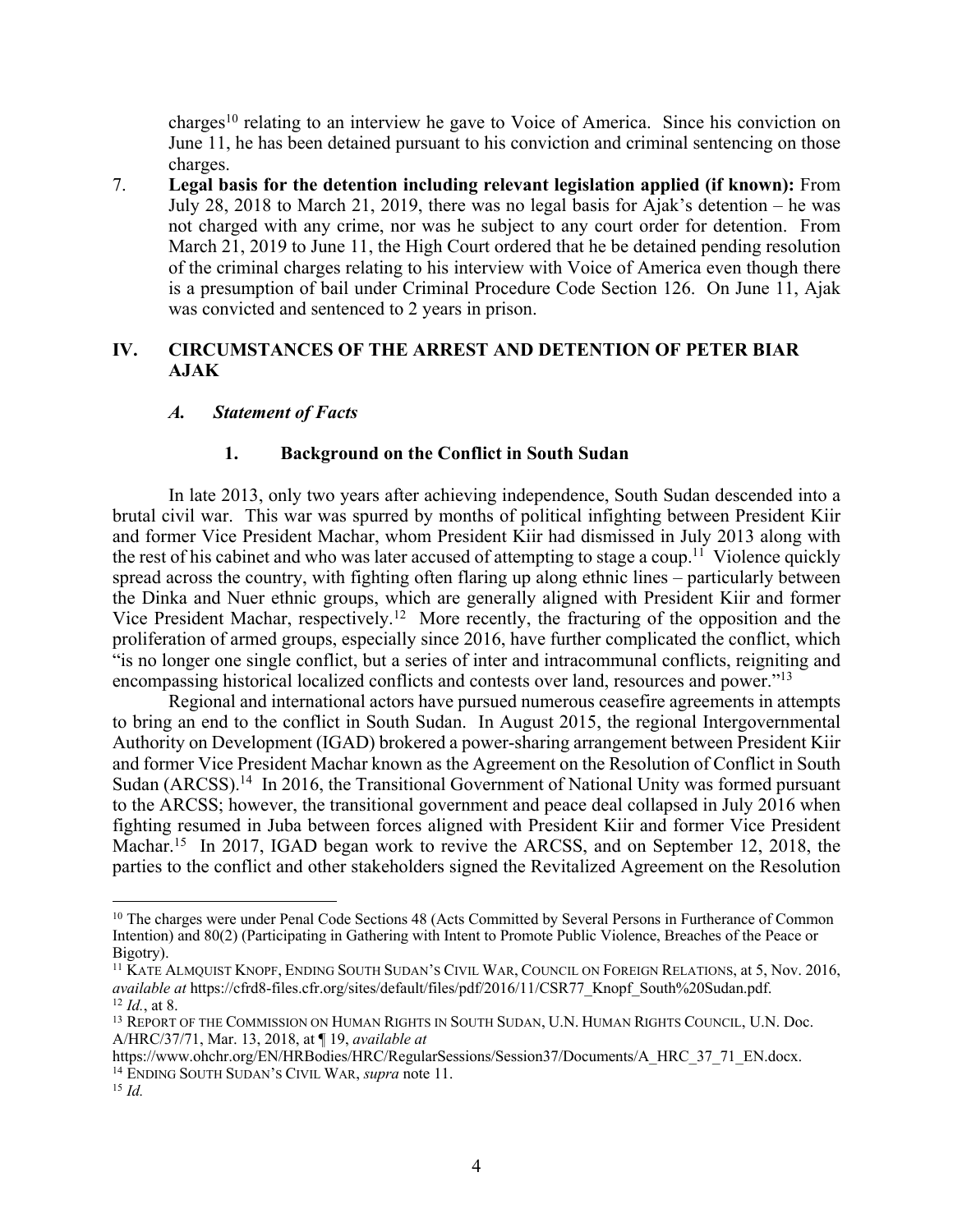charges[10] relating to an interview he gave to Voice of America. Since his conviction on June 11, he has been detained pursuant to his conviction and criminal sentencing on those charges.

7. **Legal basis for the detention including relevant legislation applied (if known):** From July 28, 2018 to March 21, 2019, there was no legal basis for Ajak's detention – he was not charged with any crime, nor was he subject to any court order for detention. From March 21, 2019 to June 11, the High Court ordered that he be detained pending resolution of the criminal charges relating to his interview with Voice of America even though there is a presumption of bail under Criminal Procedure Code Section 126. On June 11, Ajak was convicted and sentenced to 2 years in prison.

## IV. CIRCUMSTANCES OF THE ARREST AND DETENTION OF PETER BIAR AJAK

### *A. Statement of Facts*

#### 1. Background on the Conflict in South Sudan

In late 2013, only two years after achieving independence, South Sudan descended into a brutal civil war. This war was spurred by months of political infighting between President Kiir and former Vice President Machar, whom President Kiir had dismissed in July 2013 along with the rest of his cabinet and who was later accused of attempting to stage a coup.[11] Violence quickly spread across the country, with fighting often flaring up along ethnic lines – particularly between the Dinka and Nuer ethnic groups, which are generally aligned with President Kiir and former Vice President Machar, respectively.[12] More recently, the fracturing of the opposition and the proliferation of armed groups, especially since 2016, have further complicated the conflict, which "is no longer one single conflict, but a series of inter and intracommunal conflicts, reigniting and encompassing historical localized conflicts and contests over land, resources and power."[13]

Regional and international actors have pursued numerous ceasefire agreements in attempts to bring an end to the conflict in South Sudan. In August 2015, the regional Intergovernmental Authority on Development (IGAD) brokered a power-sharing arrangement between President Kiir and former Vice President Machar known as the Agreement on the Resolution of Conflict in South Sudan (ARCSS).[14] In 2016, the Transitional Government of National Unity was formed pursuant to the ARCSS; however, the transitional government and peace deal collapsed in July 2016 when fighting resumed in Juba between forces aligned with President Kiir and former Vice President Machar.[15] In 2017, IGAD began work to revive the ARCSS, and on September 12, 2018, the parties to the conflict and other stakeholders signed the Revitalized Agreement on the Resolution

---

[10] The charges were under Penal Code Sections 48 (Acts Committed by Several Persons in Furtherance of Common Intention) and 80(2) (Participating in Gathering with Intent to Promote Public Violence, Breaches of the Peace or Bigotry).

[11] KATE ALMQUIST KNOPF, ENDING SOUTH SUDAN'S CIVIL WAR, COUNCIL ON FOREIGN RELATIONS, at 5, Nov. 2016, *available at* https://cfrd8-files.cfr.org/sites/default/files/pdf/2016/11/CSR77_Knopf_South%20Sudan.pdf.

[12] *Id.*, at 8.

[13] REPORT OF THE COMMISSION ON HUMAN RIGHTS IN SOUTH SUDAN, U.N. HUMAN RIGHTS COUNCIL, U.N. Doc. A/HRC/37/71, Mar. 13, 2018, at ¶ 19, *available at* https://www.ohchr.org/EN/HRBodies/HRC/RegularSessions/Session37/Documents/A_HRC_37_71_EN.docx.

[14] ENDING SOUTH SUDAN'S CIVIL WAR, *supra* note 11.

[15] *Id.*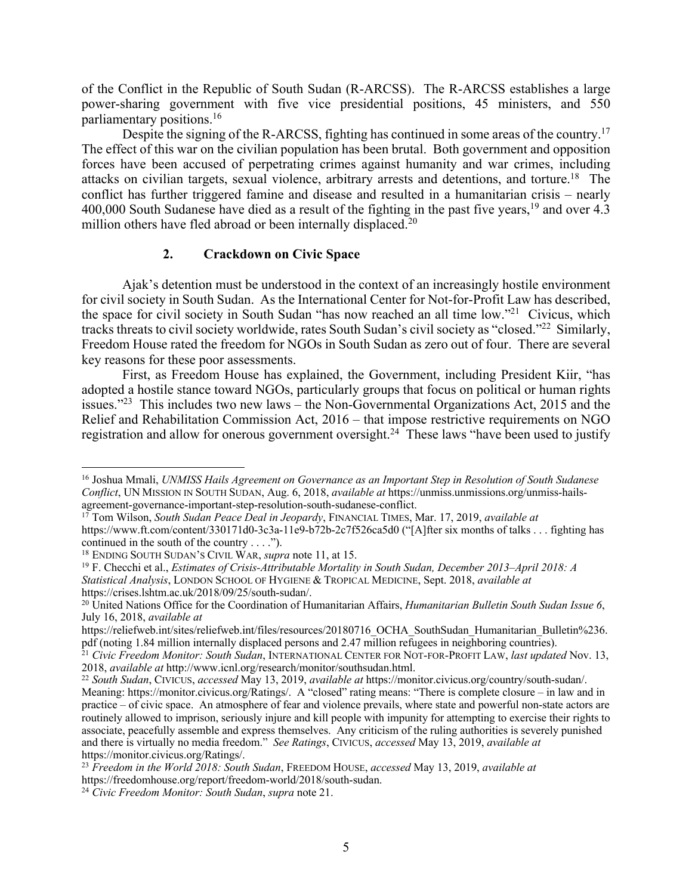of the Conflict in the Republic of South Sudan (R-ARCSS). The R-ARCSS establishes a large power-sharing government with five vice presidential positions, 45 ministers, and 550 parliamentary positions.[16]

Despite the signing of the R-ARCSS, fighting has continued in some areas of the country.[17] The effect of this war on the civilian population has been brutal. Both government and opposition forces have been accused of perpetrating crimes against humanity and war crimes, including attacks on civilian targets, sexual violence, arbitrary arrests and detentions, and torture.[18] The conflict has further triggered famine and disease and resulted in a humanitarian crisis – nearly 400,000 South Sudanese have died as a result of the fighting in the past five years,[19] and over 4.3 million others have fled abroad or been internally displaced.[20]

### 2. Crackdown on Civic Space

Ajak's detention must be understood in the context of an increasingly hostile environment for civil society in South Sudan. As the International Center for Not-for-Profit Law has described, the space for civil society in South Sudan "has now reached an all time low."[21] Civicus, which tracks threats to civil society worldwide, rates South Sudan's civil society as "closed."[22] Similarly, Freedom House rated the freedom for NGOs in South Sudan as zero out of four. There are several key reasons for these poor assessments.

First, as Freedom House has explained, the Government, including President Kiir, "has adopted a hostile stance toward NGOs, particularly groups that focus on political or human rights issues."[23] This includes two new laws – the Non-Governmental Organizations Act, 2015 and the Relief and Rehabilitation Commission Act, 2016 – that impose restrictive requirements on NGO registration and allow for onerous government oversight.[24] These laws "have been used to justify

---

[16] Joshua Mmali, *UNMISS Hails Agreement on Governance as an Important Step in Resolution of South Sudanese Conflict*, UN MISSION IN SOUTH SUDAN, Aug. 6, 2018, *available at* https://unmiss.unmissions.org/unmiss-hails-agreement-governance-important-step-resolution-south-sudanese-conflict.

[17] Tom Wilson, *South Sudan Peace Deal in Jeopardy*, FINANCIAL TIMES, Mar. 17, 2019, *available at* https://www.ft.com/content/330171d0-3c3a-11e9-b72b-2c7f526ca5d0 ("[A]fter six months of talks . . . fighting has continued in the south of the country . . . .").

[18] ENDING SOUTH SUDAN'S CIVIL WAR, *supra* note 11, at 15.

[19] F. Checchi et al., *Estimates of Crisis-Attributable Mortality in South Sudan, December 2013–April 2018: A Statistical Analysis*, LONDON SCHOOL OF HYGIENE & TROPICAL MEDICINE, Sept. 2018, *available at* https://crises.lshtm.ac.uk/2018/09/25/south-sudan/.

[20] United Nations Office for the Coordination of Humanitarian Affairs, *Humanitarian Bulletin South Sudan Issue 6*, July 16, 2018, *available at* https://reliefweb.int/sites/reliefweb.int/files/resources/20180716_OCHA_SouthSudan_Humanitarian_Bulletin%236.pdf (noting 1.84 million internally displaced persons and 2.47 million refugees in neighboring countries).

[21] *Civic Freedom Monitor: South Sudan*, INTERNATIONAL CENTER FOR NOT-FOR-PROFIT LAW, *last updated* Nov. 13, 2018, *available at* http://www.icnl.org/research/monitor/southsudan.html.

[22] *South Sudan*, CIVICUS, *accessed* May 13, 2019, *available at* https://monitor.civicus.org/country/south-sudan/. Meaning: https://monitor.civicus.org/Ratings/. A "closed" rating means: "There is complete closure – in law and in practice – of civic space. An atmosphere of fear and violence prevails, where state and powerful non-state actors are routinely allowed to imprison, seriously injure and kill people with impunity for attempting to exercise their rights to associate, peacefully assemble and express themselves. Any criticism of the ruling authorities is severely punished and there is virtually no media freedom." *See Ratings*, CIVICUS, *accessed* May 13, 2019, *available at* https://monitor.civicus.org/Ratings/.

[23] *Freedom in the World 2018: South Sudan*, FREEDOM HOUSE, *accessed* May 13, 2019, *available at* https://freedomhouse.org/report/freedom-world/2018/south-sudan.

[24] *Civic Freedom Monitor: South Sudan*, *supra* note 21.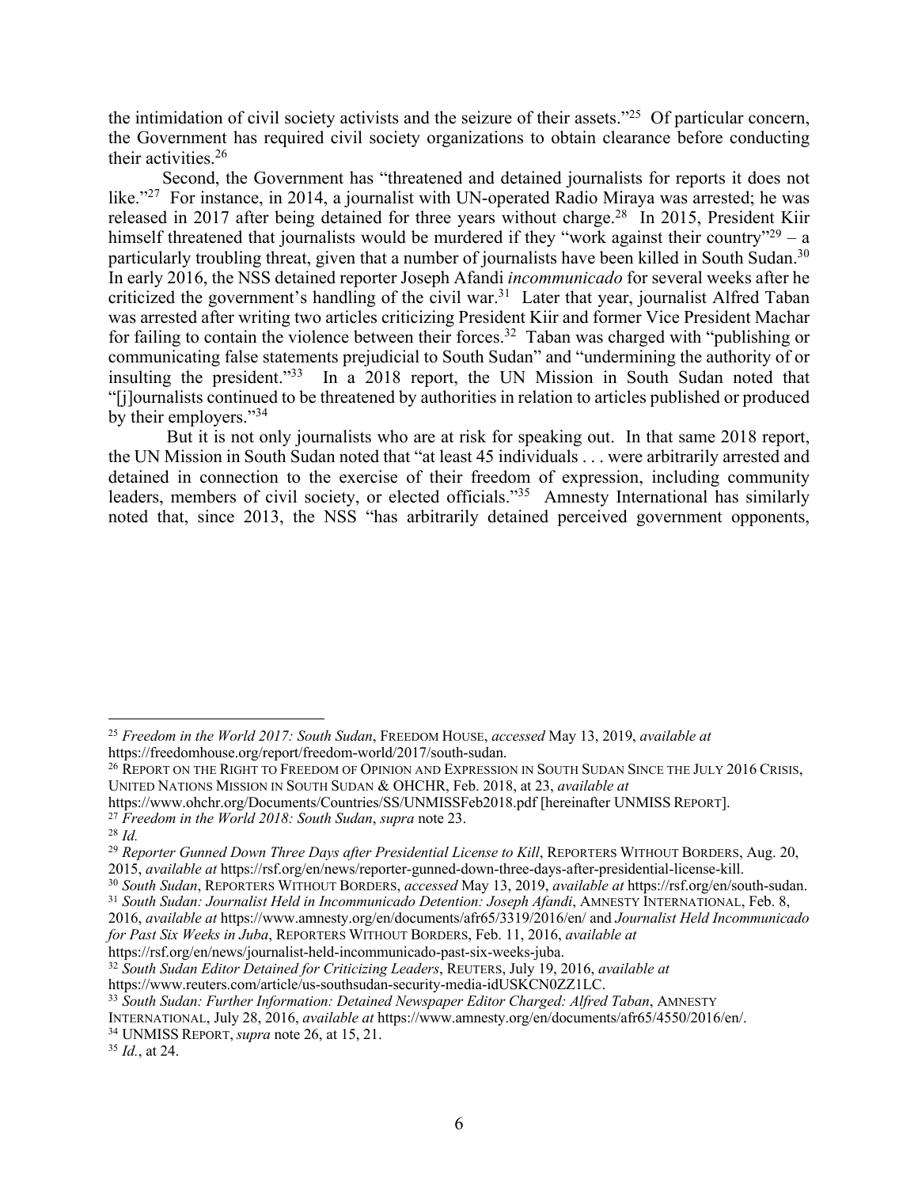the intimidation of civil society activists and the seizure of their assets."[25] Of particular concern, the Government has required civil society organizations to obtain clearance before conducting their activities.[26]

Second, the Government has "threatened and detained journalists for reports it does not like."[27] For instance, in 2014, a journalist with UN-operated Radio Miraya was arrested; he was released in 2017 after being detained for three years without charge.[28] In 2015, President Kiir himself threatened that journalists would be murdered if they "work against their country"[29] – a particularly troubling threat, given that a number of journalists have been killed in South Sudan.[30] In early 2016, the NSS detained reporter Joseph Afandi *incommunicado* for several weeks after he criticized the government's handling of the civil war.[31] Later that year, journalist Alfred Taban was arrested after writing two articles criticizing President Kiir and former Vice President Machar for failing to contain the violence between their forces.[32] Taban was charged with "publishing or communicating false statements prejudicial to South Sudan" and "undermining the authority of or insulting the president."[33] In a 2018 report, the UN Mission in South Sudan noted that "[j]ournalists continued to be threatened by authorities in relation to articles published or produced by their employers."[34]

But it is not only journalists who are at risk for speaking out. In that same 2018 report, the UN Mission in South Sudan noted that "at least 45 individuals . . . were arbitrarily arrested and detained in connection to the exercise of their freedom of expression, including community leaders, members of civil society, or elected officials."[35] Amnesty International has similarly noted that, since 2013, the NSS "has arbitrarily detained perceived government opponents,

---

[25] *Freedom in the World 2017: South Sudan*, FREEDOM HOUSE, *accessed* May 13, 2019, *available at* https://freedomhouse.org/report/freedom-world/2017/south-sudan.

[26] REPORT ON THE RIGHT TO FREEDOM OF OPINION AND EXPRESSION IN SOUTH SUDAN SINCE THE JULY 2016 CRISIS, UNITED NATIONS MISSION IN SOUTH SUDAN & OHCHR, Feb. 2018, at 23, *available at* https://www.ohchr.org/Documents/Countries/SS/UNMISSFeb2018.pdf [hereinafter UNMISS REPORT].

[27] *Freedom in the World 2018: South Sudan*, *supra* note 23.

[28] *Id.*

[29] *Reporter Gunned Down Three Days after Presidential License to Kill*, REPORTERS WITHOUT BORDERS, Aug. 20, 2015, *available at* https://rsf.org/en/news/reporter-gunned-down-three-days-after-presidential-license-kill.

[30] *South Sudan*, REPORTERS WITHOUT BORDERS, *accessed* May 13, 2019, *available at* https://rsf.org/en/south-sudan.

[31] *South Sudan: Journalist Held in Incommunicado Detention: Joseph Afandi*, AMNESTY INTERNATIONAL, Feb. 8, 2016, *available at* https://www.amnesty.org/en/documents/afr65/3319/2016/en/ and *Journalist Held Incommunicado for Past Six Weeks in Juba*, REPORTERS WITHOUT BORDERS, Feb. 11, 2016, *available at* https://rsf.org/en/news/journalist-held-incommunicado-past-six-weeks-juba.

[32] *South Sudan Editor Detained for Criticizing Leaders*, REUTERS, July 19, 2016, *available at* https://www.reuters.com/article/us-southsudan-security-media-idUSKCN0ZZ1LC.

[33] *South Sudan: Further Information: Detained Newspaper Editor Charged: Alfred Taban*, AMNESTY INTERNATIONAL, July 28, 2016, *available at* https://www.amnesty.org/en/documents/afr65/4550/2016/en/.

[34] UNMISS REPORT, *supra* note 26, at 15, 21.

[35] *Id.*, at 24.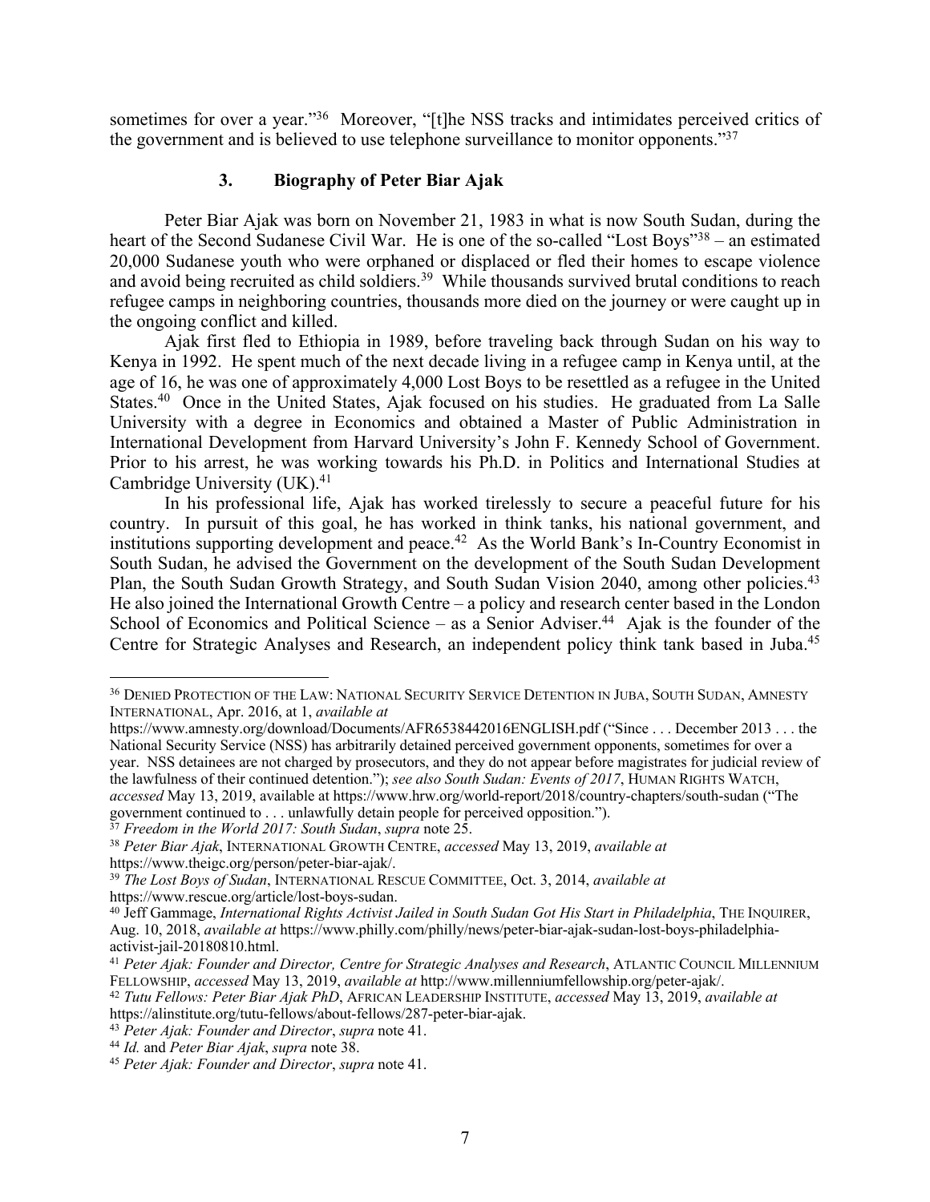sometimes for over a year."[36] Moreover, "[t]he NSS tracks and intimidates perceived critics of the government and is believed to use telephone surveillance to monitor opponents."[37]

### 3. Biography of Peter Biar Ajak

Peter Biar Ajak was born on November 21, 1983 in what is now South Sudan, during the heart of the Second Sudanese Civil War. He is one of the so-called "Lost Boys"[38] – an estimated 20,000 Sudanese youth who were orphaned or displaced or fled their homes to escape violence and avoid being recruited as child soldiers.[39] While thousands survived brutal conditions to reach refugee camps in neighboring countries, thousands more died on the journey or were caught up in the ongoing conflict and killed.

Ajak first fled to Ethiopia in 1989, before traveling back through Sudan on his way to Kenya in 1992. He spent much of the next decade living in a refugee camp in Kenya until, at the age of 16, he was one of approximately 4,000 Lost Boys to be resettled as a refugee in the United States.[40] Once in the United States, Ajak focused on his studies. He graduated from La Salle University with a degree in Economics and obtained a Master of Public Administration in International Development from Harvard University's John F. Kennedy School of Government. Prior to his arrest, he was working towards his Ph.D. in Politics and International Studies at Cambridge University (UK).[41]

In his professional life, Ajak has worked tirelessly to secure a peaceful future for his country. In pursuit of this goal, he has worked in think tanks, his national government, and institutions supporting development and peace.[42] As the World Bank's In-Country Economist in South Sudan, he advised the Government on the development of the South Sudan Development Plan, the South Sudan Growth Strategy, and South Sudan Vision 2040, among other policies.[43] He also joined the International Growth Centre – a policy and research center based in the London School of Economics and Political Science – as a Senior Adviser.[44] Ajak is the founder of the Centre for Strategic Analyses and Research, an independent policy think tank based in Juba.[45]

---

[36] DENIED PROTECTION OF THE LAW: NATIONAL SECURITY SERVICE DETENTION IN JUBA, SOUTH SUDAN, AMNESTY INTERNATIONAL, Apr. 2016, at 1, *available at* https://www.amnesty.org/download/Documents/AFR6538442016ENGLISH.pdf ("Since . . . December 2013 . . . the National Security Service (NSS) has arbitrarily detained perceived government opponents, sometimes for over a year. NSS detainees are not charged by prosecutors, and they do not appear before magistrates for judicial review of the lawfulness of their continued detention."); *see also South Sudan: Events of 2017*, HUMAN RIGHTS WATCH, *accessed* May 13, 2019, available at https://www.hrw.org/world-report/2018/country-chapters/south-sudan ("The government continued to . . . unlawfully detain people for perceived opposition.").

[37] *Freedom in the World 2017: South Sudan*, *supra* note 25.

[38] *Peter Biar Ajak*, INTERNATIONAL GROWTH CENTRE, *accessed* May 13, 2019, *available at* https://www.theigc.org/person/peter-biar-ajak/.

[39] *The Lost Boys of Sudan*, INTERNATIONAL RESCUE COMMITTEE, Oct. 3, 2014, *available at* https://www.rescue.org/article/lost-boys-sudan.

[40] Jeff Gammage, *International Rights Activist Jailed in South Sudan Got His Start in Philadelphia*, THE INQUIRER, Aug. 10, 2018, *available at* https://www.philly.com/philly/news/peter-biar-ajak-sudan-lost-boys-philadelphia-activist-jail-20180810.html.

[41] *Peter Ajak: Founder and Director, Centre for Strategic Analyses and Research*, ATLANTIC COUNCIL MILLENNIUM FELLOWSHIP, *accessed* May 13, 2019, *available at* http://www.millenniumfellowship.org/peter-ajak/.

[42] *Tutu Fellows: Peter Biar Ajak PhD*, AFRICAN LEADERSHIP INSTITUTE, *accessed* May 13, 2019, *available at* https://alinstitute.org/tutu-fellows/about-fellows/287-peter-biar-ajak.

[43] *Peter Ajak: Founder and Director*, *supra* note 41.

[44] *Id.* and *Peter Biar Ajak*, *supra* note 38.

[45] *Peter Ajak: Founder and Director*, *supra* note 41.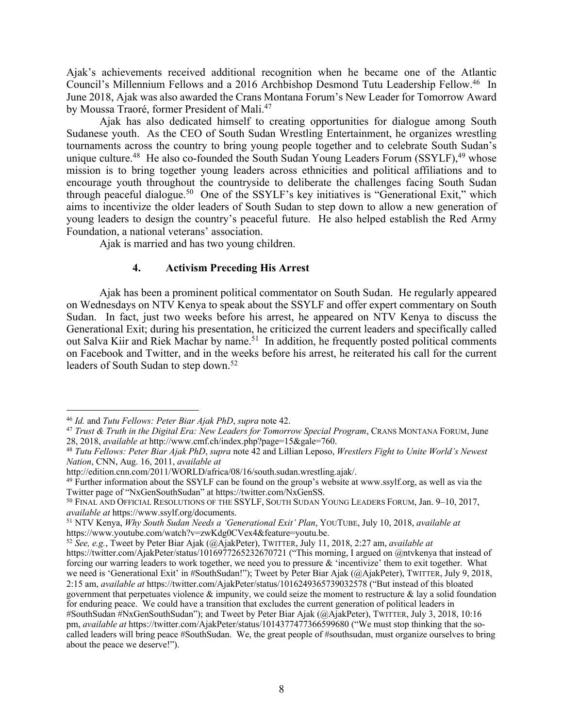Ajak's achievements received additional recognition when he became one of the Atlantic Council's Millennium Fellows and a 2016 Archbishop Desmond Tutu Leadership Fellow.[46] In June 2018, Ajak was also awarded the Crans Montana Forum's New Leader for Tomorrow Award by Moussa Traoré, former President of Mali.[47]

Ajak has also dedicated himself to creating opportunities for dialogue among South Sudanese youth. As the CEO of South Sudan Wrestling Entertainment, he organizes wrestling tournaments across the country to bring young people together and to celebrate South Sudan's unique culture.[48] He also co-founded the South Sudan Young Leaders Forum (SSYLF),[49] whose mission is to bring together young leaders across ethnicities and political affiliations and to encourage youth throughout the countryside to deliberate the challenges facing South Sudan through peaceful dialogue.[50] One of the SSYLF's key initiatives is "Generational Exit," which aims to incentivize the older leaders of South Sudan to step down to allow a new generation of young leaders to design the country's peaceful future. He also helped establish the Red Army Foundation, a national veterans' association.

Ajak is married and has two young children.

### 4. Activism Preceding His Arrest

Ajak has been a prominent political commentator on South Sudan. He regularly appeared on Wednesdays on NTV Kenya to speak about the SSYLF and offer expert commentary on South Sudan. In fact, just two weeks before his arrest, he appeared on NTV Kenya to discuss the Generational Exit; during his presentation, he criticized the current leaders and specifically called out Salva Kiir and Riek Machar by name.[51] In addition, he frequently posted political comments on Facebook and Twitter, and in the weeks before his arrest, he reiterated his call for the current leaders of South Sudan to step down.[52]

---

[46] *Id.* and *Tutu Fellows: Peter Biar Ajak PhD*, *supra* note 42.

[47] *Trust & Truth in the Digital Era: New Leaders for Tomorrow Special Program*, CRANS MONTANA FORUM, June 28, 2018, *available at* http://www.cmf.ch/index.php?page=15&gale=760.

[48] *Tutu Fellows: Peter Biar Ajak PhD*, *supra* note 42 and Lillian Leposo, *Wrestlers Fight to Unite World's Newest Nation*, CNN, Aug. 16, 2011, *available at* http://edition.cnn.com/2011/WORLD/africa/08/16/south.sudan.wrestling.ajak/.

[49] Further information about the SSYLF can be found on the group's website at www.ssylf.org, as well as via the Twitter page of "NxGenSouthSudan" at https://twitter.com/NxGenSS.

[50] FINAL AND OFFICIAL RESOLUTIONS OF THE SSYLF, SOUTH SUDAN YOUNG LEADERS FORUM, Jan. 9–10, 2017, *available at* https://www.ssylf.org/documents.

[51] NTV Kenya, *Why South Sudan Needs a 'Generational Exit' Plan*, YOUTUBE, July 10, 2018, *available at* https://www.youtube.com/watch?v=zwKdg0CVex4&feature=youtu.be.

[52] *See, e.g.*, Tweet by Peter Biar Ajak (@AjakPeter), TWITTER, July 11, 2018, 2:27 am, *available at* https://twitter.com/AjakPeter/status/1016977265232670721 ("This morning, I argued on @ntvkenya that instead of forcing our warring leaders to work together, we need you to pressure & 'incentivize' them to exit together. What we need is 'Generational Exit' in #SouthSudan!"); Tweet by Peter Biar Ajak (@AjakPeter), TWITTER, July 9, 2018, 2:15 am, *available at* https://twitter.com/AjakPeter/status/1016249365739032578 ("But instead of this bloated government that perpetuates violence & impunity, we could seize the moment to restructure & lay a solid foundation for enduring peace. We could have a transition that excludes the current generation of political leaders in #SouthSudan #NxGenSouthSudan"); and Tweet by Peter Biar Ajak (@AjakPeter), TWITTER, July 3, 2018, 10:16 pm, *available at* https://twitter.com/AjakPeter/status/1014377477366599680 ("We must stop thinking that the so-called leaders will bring peace #SouthSudan. We, the great people of #southsudan, must organize ourselves to bring about the peace we deserve!").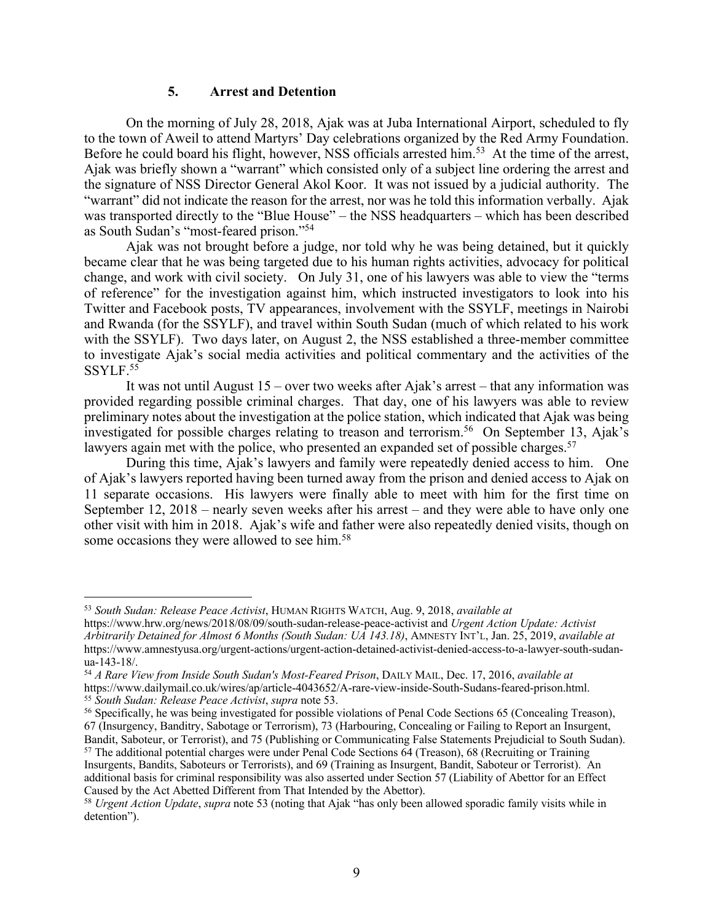### 5. Arrest and Detention

On the morning of July 28, 2018, Ajak was at Juba International Airport, scheduled to fly to the town of Aweil to attend Martyrs' Day celebrations organized by the Red Army Foundation. Before he could board his flight, however, NSS officials arrested him.[53] At the time of the arrest, Ajak was briefly shown a "warrant" which consisted only of a subject line ordering the arrest and the signature of NSS Director General Akol Koor. It was not issued by a judicial authority. The "warrant" did not indicate the reason for the arrest, nor was he told this information verbally. Ajak was transported directly to the "Blue House" – the NSS headquarters – which has been described as South Sudan's "most-feared prison."[54]

Ajak was not brought before a judge, nor told why he was being detained, but it quickly became clear that he was being targeted due to his human rights activities, advocacy for political change, and work with civil society. On July 31, one of his lawyers was able to view the "terms of reference" for the investigation against him, which instructed investigators to look into his Twitter and Facebook posts, TV appearances, involvement with the SSYLF, meetings in Nairobi and Rwanda (for the SSYLF), and travel within South Sudan (much of which related to his work with the SSYLF). Two days later, on August 2, the NSS established a three-member committee to investigate Ajak's social media activities and political commentary and the activities of the SSYLF.[55]

It was not until August 15 – over two weeks after Ajak's arrest – that any information was provided regarding possible criminal charges. That day, one of his lawyers was able to review preliminary notes about the investigation at the police station, which indicated that Ajak was being investigated for possible charges relating to treason and terrorism.[56] On September 13, Ajak's lawyers again met with the police, who presented an expanded set of possible charges.[57]

During this time, Ajak's lawyers and family were repeatedly denied access to him. One of Ajak's lawyers reported having been turned away from the prison and denied access to Ajak on 11 separate occasions. His lawyers were finally able to meet with him for the first time on September 12, 2018 – nearly seven weeks after his arrest – and they were able to have only one other visit with him in 2018. Ajak's wife and father were also repeatedly denied visits, though on some occasions they were allowed to see him.[58]

---

[53] *South Sudan: Release Peace Activist*, HUMAN RIGHTS WATCH, Aug. 9, 2018, *available at* https://www.hrw.org/news/2018/08/09/south-sudan-release-peace-activist and *Urgent Action Update: Activist Arbitrarily Detained for Almost 6 Months (South Sudan: UA 143.18)*, AMNESTY INT'L, Jan. 25, 2019, *available at* https://www.amnestyusa.org/urgent-actions/urgent-action-detained-activist-denied-access-to-a-lawyer-south-sudan-ua-143-18/.

[54] *A Rare View from Inside South Sudan's Most-Feared Prison*, DAILY MAIL, Dec. 17, 2016, *available at* https://www.dailymail.co.uk/wires/ap/article-4043652/A-rare-view-inside-South-Sudans-feared-prison.html.

[55] *South Sudan: Release Peace Activist*, *supra* note 53.

[56] Specifically, he was being investigated for possible violations of Penal Code Sections 65 (Concealing Treason), 67 (Insurgency, Banditry, Sabotage or Terrorism), 73 (Harbouring, Concealing or Failing to Report an Insurgent, Bandit, Saboteur, or Terrorist), and 75 (Publishing or Communicating False Statements Prejudicial to South Sudan).

[57] The additional potential charges were under Penal Code Sections 64 (Treason), 68 (Recruiting or Training Insurgents, Bandits, Saboteurs or Terrorists), and 69 (Training as Insurgent, Bandit, Saboteur or Terrorist). An additional basis for criminal responsibility was also asserted under Section 57 (Liability of Abettor for an Effect Caused by the Act Abetted Different from That Intended by the Abettor).

[58] *Urgent Action Update*, *supra* note 53 (noting that Ajak "has only been allowed sporadic family visits while in detention").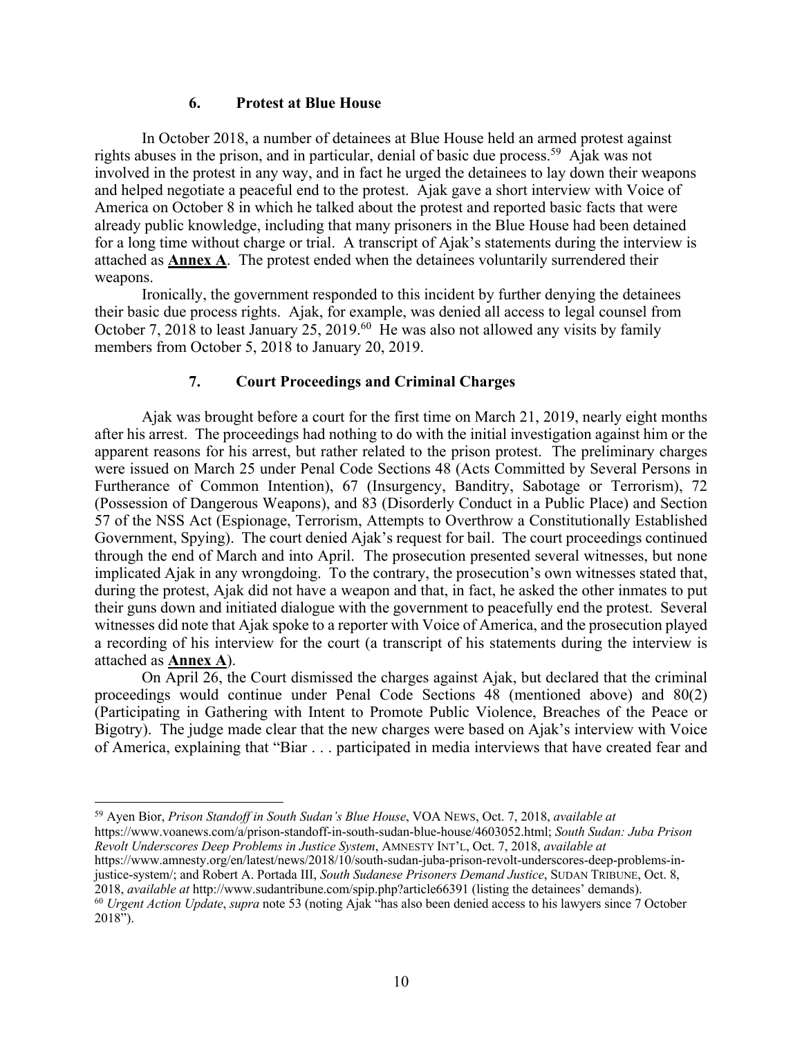### 6. Protest at Blue House

In October 2018, a number of detainees at Blue House held an armed protest against rights abuses in the prison, and in particular, denial of basic due process.[59] Ajak was not involved in the protest in any way, and in fact he urged the detainees to lay down their weapons and helped negotiate a peaceful end to the protest. Ajak gave a short interview with Voice of America on October 8 in which he talked about the protest and reported basic facts that were already public knowledge, including that many prisoners in the Blue House had been detained for a long time without charge or trial. A transcript of Ajak's statements during the interview is attached as **Annex A**. The protest ended when the detainees voluntarily surrendered their weapons.

Ironically, the government responded to this incident by further denying the detainees their basic due process rights. Ajak, for example, was denied all access to legal counsel from October 7, 2018 to least January 25, 2019.[60] He was also not allowed any visits by family members from October 5, 2018 to January 20, 2019.

### 7. Court Proceedings and Criminal Charges

Ajak was brought before a court for the first time on March 21, 2019, nearly eight months after his arrest. The proceedings had nothing to do with the initial investigation against him or the apparent reasons for his arrest, but rather related to the prison protest. The preliminary charges were issued on March 25 under Penal Code Sections 48 (Acts Committed by Several Persons in Furtherance of Common Intention), 67 (Insurgency, Banditry, Sabotage or Terrorism), 72 (Possession of Dangerous Weapons), and 83 (Disorderly Conduct in a Public Place) and Section 57 of the NSS Act (Espionage, Terrorism, Attempts to Overthrow a Constitutionally Established Government, Spying). The court denied Ajak's request for bail. The court proceedings continued through the end of March and into April. The prosecution presented several witnesses, but none implicated Ajak in any wrongdoing. To the contrary, the prosecution's own witnesses stated that, during the protest, Ajak did not have a weapon and that, in fact, he asked the other inmates to put their guns down and initiated dialogue with the government to peacefully end the protest. Several witnesses did note that Ajak spoke to a reporter with Voice of America, and the prosecution played a recording of his interview for the court (a transcript of his statements during the interview is attached as **Annex A**).

On April 26, the Court dismissed the charges against Ajak, but declared that the criminal proceedings would continue under Penal Code Sections 48 (mentioned above) and 80(2) (Participating in Gathering with Intent to Promote Public Violence, Breaches of the Peace or Bigotry). The judge made clear that the new charges were based on Ajak's interview with Voice of America, explaining that "Biar . . . participated in media interviews that have created fear and

---

[59] Ayen Bior, *Prison Standoff in South Sudan's Blue House*, VOA NEWS, Oct. 7, 2018, *available at* https://www.voanews.com/a/prison-standoff-in-south-sudan-blue-house/4603052.html; *South Sudan: Juba Prison Revolt Underscores Deep Problems in Justice System*, AMNESTY INT'L, Oct. 7, 2018, *available at* https://www.amnesty.org/en/latest/news/2018/10/south-sudan-juba-prison-revolt-underscores-deep-problems-in-justice-system/; and Robert A. Portada III, *South Sudanese Prisoners Demand Justice*, SUDAN TRIBUNE, Oct. 8, 2018, *available at* http://www.sudantribune.com/spip.php?article66391 (listing the detainees' demands).

[60] *Urgent Action Update*, *supra* note 53 (noting Ajak "has also been denied access to his lawyers since 7 October 2018").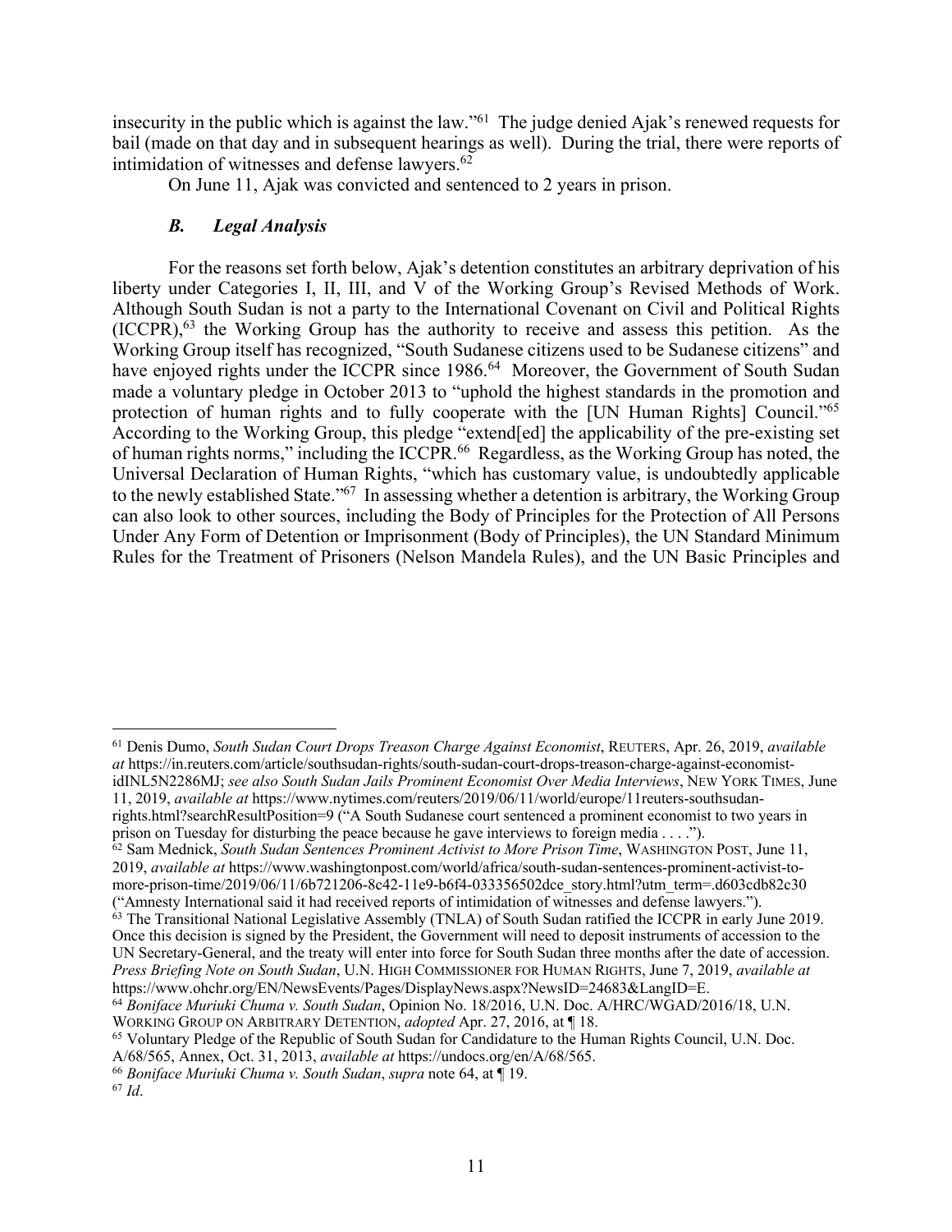insecurity in the public which is against the law."[61] The judge denied Ajak's renewed requests for bail (made on that day and in subsequent hearings as well). During the trial, there were reports of intimidation of witnesses and defense lawyers.[62]

On June 11, Ajak was convicted and sentenced to 2 years in prison.

### *B. Legal Analysis*

For the reasons set forth below, Ajak's detention constitutes an arbitrary deprivation of his liberty under Categories I, II, III, and V of the Working Group's Revised Methods of Work. Although South Sudan is not a party to the International Covenant on Civil and Political Rights (ICCPR),[63] the Working Group has the authority to receive and assess this petition. As the Working Group itself has recognized, "South Sudanese citizens used to be Sudanese citizens" and have enjoyed rights under the ICCPR since 1986.[64] Moreover, the Government of South Sudan made a voluntary pledge in October 2013 to "uphold the highest standards in the promotion and protection of human rights and to fully cooperate with the [UN Human Rights] Council."[65] According to the Working Group, this pledge "extend[ed] the applicability of the pre-existing set of human rights norms," including the ICCPR.[66] Regardless, as the Working Group has noted, the Universal Declaration of Human Rights, "which has customary value, is undoubtedly applicable to the newly established State."[67] In assessing whether a detention is arbitrary, the Working Group can also look to other sources, including the Body of Principles for the Protection of All Persons Under Any Form of Detention or Imprisonment (Body of Principles), the UN Standard Minimum Rules for the Treatment of Prisoners (Nelson Mandela Rules), and the UN Basic Principles and

---

[61] Denis Dumo, *South Sudan Court Drops Treason Charge Against Economist*, REUTERS, Apr. 26, 2019, *available at* https://in.reuters.com/article/southsudan-rights/south-sudan-court-drops-treason-charge-against-economist-idINL5N2286MJ; *see also South Sudan Jails Prominent Economist Over Media Interviews*, NEW YORK TIMES, June 11, 2019, *available at* https://www.nytimes.com/reuters/2019/06/11/world/europe/11reuters-southsudan-rights.html?searchResultPosition=9 ("A South Sudanese court sentenced a prominent economist to two years in prison on Tuesday for disturbing the peace because he gave interviews to foreign media . . . .").

[62] Sam Mednick, *South Sudan Sentences Prominent Activist to More Prison Time*, WASHINGTON POST, June 11, 2019, *available at* https://www.washingtonpost.com/world/africa/south-sudan-sentences-prominent-activist-to-more-prison-time/2019/06/11/6b721206-8c42-11e9-b6f4-033356502dce_story.html?utm_term=.d603cdb82c30 ("Amnesty International said it had received reports of intimidation of witnesses and defense lawyers.").

[63] The Transitional National Legislative Assembly (TNLA) of South Sudan ratified the ICCPR in early June 2019. Once this decision is signed by the President, the Government will need to deposit instruments of accession to the UN Secretary-General, and the treaty will enter into force for South Sudan three months after the date of accession. *Press Briefing Note on South Sudan*, U.N. HIGH COMMISSIONER FOR HUMAN RIGHTS, June 7, 2019, *available at* https://www.ohchr.org/EN/NewsEvents/Pages/DisplayNews.aspx?NewsID=24683&LangID=E.

[64] *Boniface Muriuki Chuma v. South Sudan*, Opinion No. 18/2016, U.N. Doc. A/HRC/WGAD/2016/18, U.N. WORKING GROUP ON ARBITRARY DETENTION, *adopted* Apr. 27, 2016, at ¶ 18.

[65] Voluntary Pledge of the Republic of South Sudan for Candidature to the Human Rights Council, U.N. Doc. A/68/565, Annex, Oct. 31, 2013, *available at* https://undocs.org/en/A/68/565.

[66] *Boniface Muriuki Chuma v. South Sudan*, *supra* note 64, at ¶ 19.

[67] *Id*.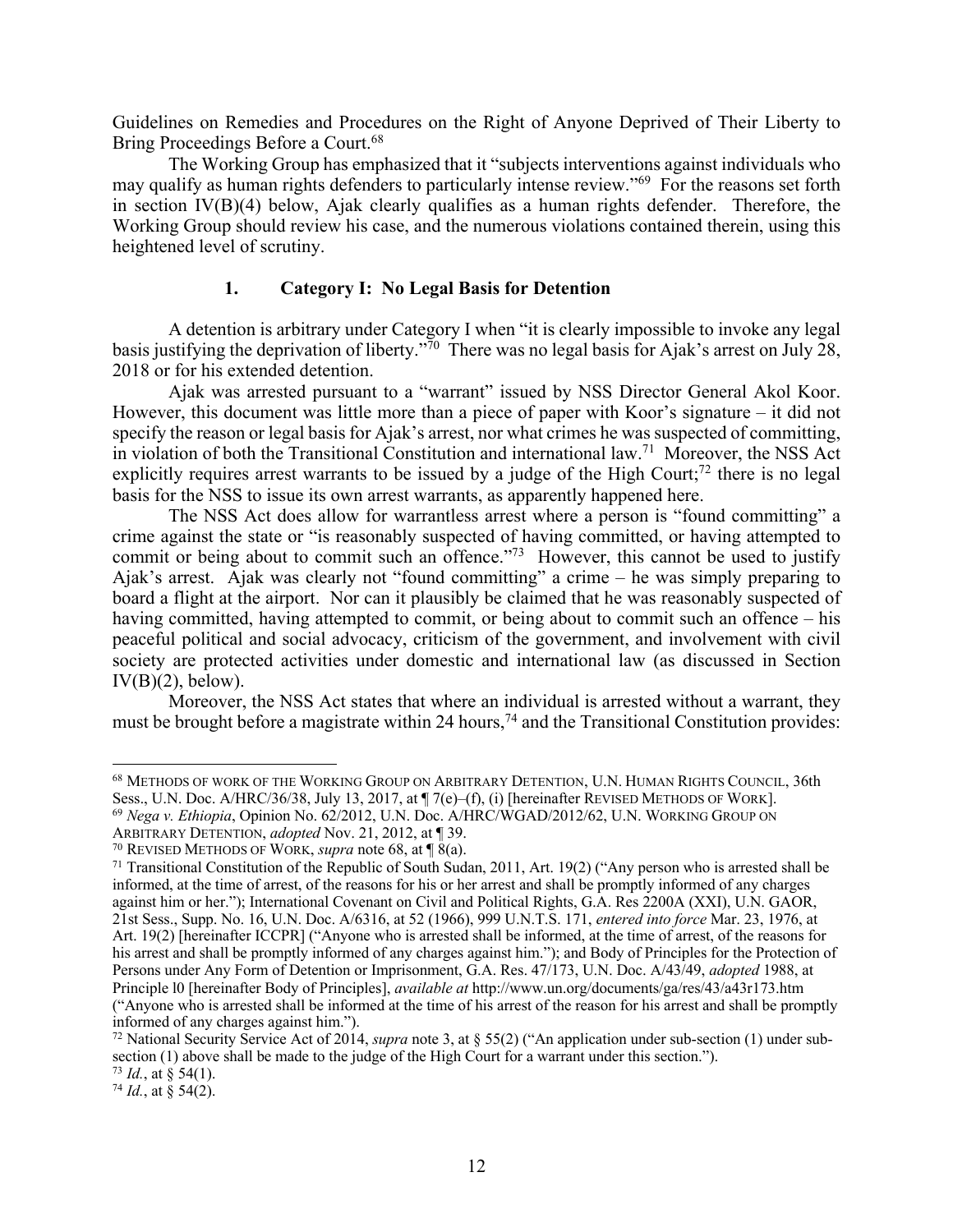Guidelines on Remedies and Procedures on the Right of Anyone Deprived of Their Liberty to Bring Proceedings Before a Court.[68]

The Working Group has emphasized that it "subjects interventions against individuals who may qualify as human rights defenders to particularly intense review."[69] For the reasons set forth in section IV(B)(4) below, Ajak clearly qualifies as a human rights defender. Therefore, the Working Group should review his case, and the numerous violations contained therein, using this heightened level of scrutiny.

### 1. Category I: No Legal Basis for Detention

A detention is arbitrary under Category I when "it is clearly impossible to invoke any legal basis justifying the deprivation of liberty."[70] There was no legal basis for Ajak's arrest on July 28, 2018 or for his extended detention.

Ajak was arrested pursuant to a "warrant" issued by NSS Director General Akol Koor. However, this document was little more than a piece of paper with Koor's signature – it did not specify the reason or legal basis for Ajak's arrest, nor what crimes he was suspected of committing, in violation of both the Transitional Constitution and international law.[71] Moreover, the NSS Act explicitly requires arrest warrants to be issued by a judge of the High Court;[72] there is no legal basis for the NSS to issue its own arrest warrants, as apparently happened here.

The NSS Act does allow for warrantless arrest where a person is "found committing" a crime against the state or "is reasonably suspected of having committed, or having attempted to commit or being about to commit such an offence."[73] However, this cannot be used to justify Ajak's arrest. Ajak was clearly not "found committing" a crime – he was simply preparing to board a flight at the airport. Nor can it plausibly be claimed that he was reasonably suspected of having committed, having attempted to commit, or being about to commit such an offence – his peaceful political and social advocacy, criticism of the government, and involvement with civil society are protected activities under domestic and international law (as discussed in Section IV(B)(2), below).

Moreover, the NSS Act states that where an individual is arrested without a warrant, they must be brought before a magistrate within 24 hours,[74] and the Transitional Constitution provides:

---

[68] METHODS OF WORK OF THE WORKING GROUP ON ARBITRARY DETENTION, U.N. HUMAN RIGHTS COUNCIL, 36th Sess., U.N. Doc. A/HRC/36/38, July 13, 2017, at ¶ 7(e)–(f), (i) [hereinafter REVISED METHODS OF WORK].

[69] *Nega v. Ethiopia*, Opinion No. 62/2012, U.N. Doc. A/HRC/WGAD/2012/62, U.N. WORKING GROUP ON ARBITRARY DETENTION, *adopted* Nov. 21, 2012, at ¶ 39.

[70] REVISED METHODS OF WORK, *supra* note 68, at ¶ 8(a).

[71] Transitional Constitution of the Republic of South Sudan, 2011, Art. 19(2) ("Any person who is arrested shall be informed, at the time of arrest, of the reasons for his or her arrest and shall be promptly informed of any charges against him or her."); International Covenant on Civil and Political Rights, G.A. Res 2200A (XXI), U.N. GAOR, 21st Sess., Supp. No. 16, U.N. Doc. A/6316, at 52 (1966), 999 U.N.T.S. 171, *entered into force* Mar. 23, 1976, at Art. 19(2) [hereinafter ICCPR] ("Anyone who is arrested shall be informed, at the time of arrest, of the reasons for his arrest and shall be promptly informed of any charges against him."); and Body of Principles for the Protection of Persons under Any Form of Detention or Imprisonment, G.A. Res. 47/173, U.N. Doc. A/43/49, *adopted* 1988, at Principle l0 [hereinafter Body of Principles], *available at* http://www.un.org/documents/ga/res/43/a43r173.htm ("Anyone who is arrested shall be informed at the time of his arrest of the reason for his arrest and shall be promptly informed of any charges against him.").

[72] National Security Service Act of 2014, *supra* note 3, at § 55(2) ("An application under sub-section (1) under sub-section (1) above shall be made to the judge of the High Court for a warrant under this section.").

[73] *Id.*, at § 54(1).

[74] *Id.*, at § 54(2).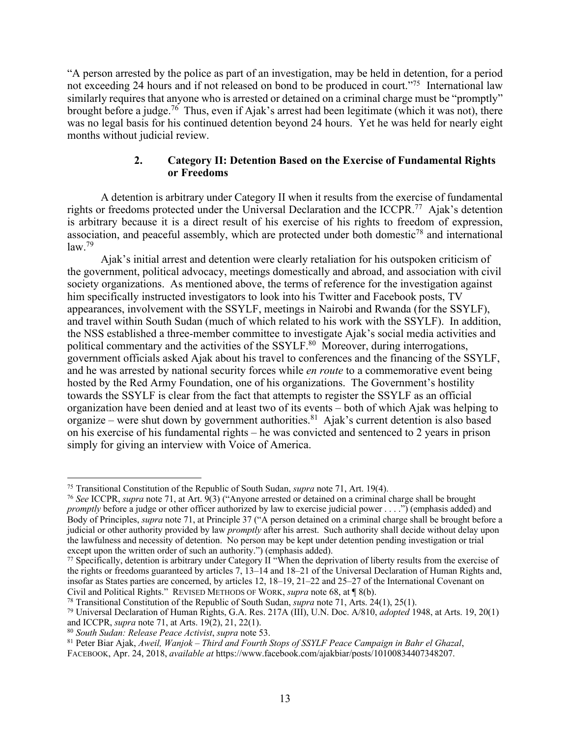"A person arrested by the police as part of an investigation, may be held in detention, for a period not exceeding 24 hours and if not released on bond to be produced in court."[75] International law similarly requires that anyone who is arrested or detained on a criminal charge must be "promptly" brought before a judge.[76] Thus, even if Ajak's arrest had been legitimate (which it was not), there was no legal basis for his continued detention beyond 24 hours. Yet he was held for nearly eight months without judicial review.

### 2. Category II: Detention Based on the Exercise of Fundamental Rights or Freedoms

A detention is arbitrary under Category II when it results from the exercise of fundamental rights or freedoms protected under the Universal Declaration and the ICCPR.[77] Ajak's detention is arbitrary because it is a direct result of his exercise of his rights to freedom of expression, association, and peaceful assembly, which are protected under both domestic[78] and international law.[79]

Ajak's initial arrest and detention were clearly retaliation for his outspoken criticism of the government, political advocacy, meetings domestically and abroad, and association with civil society organizations. As mentioned above, the terms of reference for the investigation against him specifically instructed investigators to look into his Twitter and Facebook posts, TV appearances, involvement with the SSYLF, meetings in Nairobi and Rwanda (for the SSYLF), and travel within South Sudan (much of which related to his work with the SSYLF). In addition, the NSS established a three-member committee to investigate Ajak's social media activities and political commentary and the activities of the SSYLF.[80] Moreover, during interrogations, government officials asked Ajak about his travel to conferences and the financing of the SSYLF, and he was arrested by national security forces while *en route* to a commemorative event being hosted by the Red Army Foundation, one of his organizations. The Government's hostility towards the SSYLF is clear from the fact that attempts to register the SSYLF as an official organization have been denied and at least two of its events – both of which Ajak was helping to organize – were shut down by government authorities.[81] Ajak's current detention is also based on his exercise of his fundamental rights – he was convicted and sentenced to 2 years in prison simply for giving an interview with Voice of America.

---

[75] Transitional Constitution of the Republic of South Sudan, *supra* note 71, Art. 19(4).

[76] *See* ICCPR, *supra* note 71, at Art. 9(3) ("Anyone arrested or detained on a criminal charge shall be brought *promptly* before a judge or other officer authorized by law to exercise judicial power . . . .") (emphasis added) and Body of Principles, *supra* note 71, at Principle 37 ("A person detained on a criminal charge shall be brought before a judicial or other authority provided by law *promptly* after his arrest. Such authority shall decide without delay upon the lawfulness and necessity of detention. No person may be kept under detention pending investigation or trial except upon the written order of such an authority.") (emphasis added).

[77] Specifically, detention is arbitrary under Category II "When the deprivation of liberty results from the exercise of the rights or freedoms guaranteed by articles 7, 13–14 and 18–21 of the Universal Declaration of Human Rights and, insofar as States parties are concerned, by articles 12, 18–19, 21–22 and 25–27 of the International Covenant on Civil and Political Rights." REVISED METHODS OF WORK, *supra* note 68, at ¶ 8(b).

[78] Transitional Constitution of the Republic of South Sudan, *supra* note 71, Arts. 24(1), 25(1).

[79] Universal Declaration of Human Rights, G.A. Res. 217A (III), U.N. Doc. A/810, *adopted* 1948, at Arts. 19, 20(1) and ICCPR, *supra* note 71, at Arts. 19(2), 21, 22(1).

[80] *South Sudan: Release Peace Activist*, *supra* note 53.

[81] Peter Biar Ajak, *Aweil, Wanjok – Third and Fourth Stops of SSYLF Peace Campaign in Bahr el Ghazal*, FACEBOOK, Apr. 24, 2018, *available at* https://www.facebook.com/ajakbiar/posts/10100834407348207.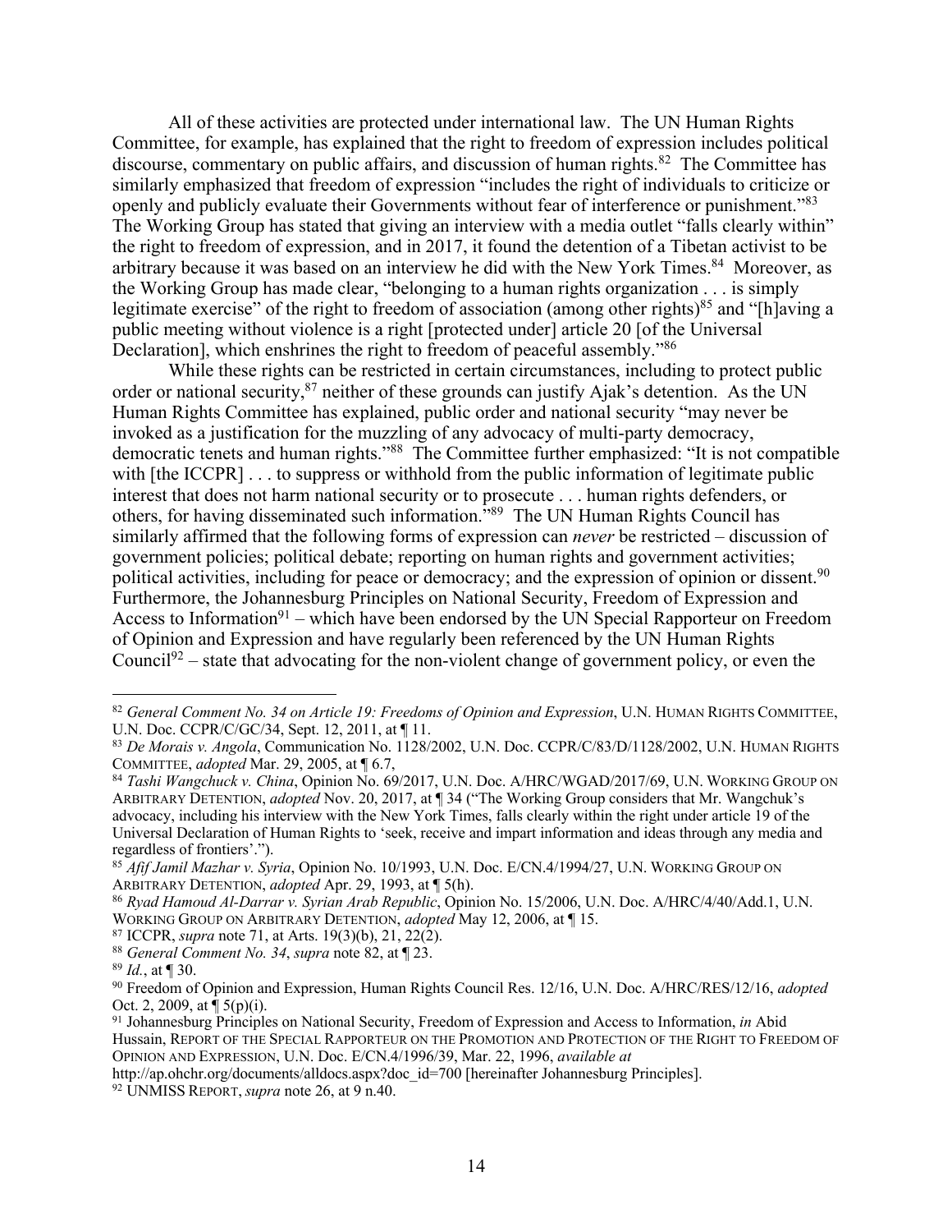All of these activities are protected under international law. The UN Human Rights Committee, for example, has explained that the right to freedom of expression includes political discourse, commentary on public affairs, and discussion of human rights.[82] The Committee has similarly emphasized that freedom of expression "includes the right of individuals to criticize or openly and publicly evaluate their Governments without fear of interference or punishment."[83] The Working Group has stated that giving an interview with a media outlet "falls clearly within" the right to freedom of expression, and in 2017, it found the detention of a Tibetan activist to be arbitrary because it was based on an interview he did with the New York Times.[84] Moreover, as the Working Group has made clear, "belonging to a human rights organization . . . is simply legitimate exercise" of the right to freedom of association (among other rights)[85] and "[h]aving a public meeting without violence is a right [protected under] article 20 [of the Universal Declaration], which enshrines the right to freedom of peaceful assembly."[86]

While these rights can be restricted in certain circumstances, including to protect public order or national security,[87] neither of these grounds can justify Ajak's detention. As the UN Human Rights Committee has explained, public order and national security "may never be invoked as a justification for the muzzling of any advocacy of multi-party democracy, democratic tenets and human rights."[88] The Committee further emphasized: "It is not compatible with [the ICCPR] . . . to suppress or withhold from the public information of legitimate public interest that does not harm national security or to prosecute . . . human rights defenders, or others, for having disseminated such information."[89] The UN Human Rights Council has similarly affirmed that the following forms of expression can *never* be restricted – discussion of government policies; political debate; reporting on human rights and government activities; political activities, including for peace or democracy; and the expression of opinion or dissent.[90] Furthermore, the Johannesburg Principles on National Security, Freedom of Expression and Access to Information[91] – which have been endorsed by the UN Special Rapporteur on Freedom of Opinion and Expression and have regularly been referenced by the UN Human Rights Council[92] – state that advocating for the non-violent change of government policy, or even the

---

[82] *General Comment No. 34 on Article 19: Freedoms of Opinion and Expression*, U.N. HUMAN RIGHTS COMMITTEE, U.N. Doc. CCPR/C/GC/34, Sept. 12, 2011, at ¶ 11.

[83] *De Morais v. Angola*, Communication No. 1128/2002, U.N. Doc. CCPR/C/83/D/1128/2002, U.N. HUMAN RIGHTS COMMITTEE, *adopted* Mar. 29, 2005, at ¶ 6.7,

[84] *Tashi Wangchuck v. China*, Opinion No. 69/2017, U.N. Doc. A/HRC/WGAD/2017/69, U.N. WORKING GROUP ON ARBITRARY DETENTION, *adopted* Nov. 20, 2017, at ¶ 34 ("The Working Group considers that Mr. Wangchuk's advocacy, including his interview with the New York Times, falls clearly within the right under article 19 of the Universal Declaration of Human Rights to 'seek, receive and impart information and ideas through any media and regardless of frontiers'.").

[85] *Afif Jamil Mazhar v. Syria*, Opinion No. 10/1993, U.N. Doc. E/CN.4/1994/27, U.N. WORKING GROUP ON ARBITRARY DETENTION, *adopted* Apr. 29, 1993, at ¶ 5(h).

[86] *Ryad Hamoud Al-Darrar v. Syrian Arab Republic*, Opinion No. 15/2006, U.N. Doc. A/HRC/4/40/Add.1, U.N. WORKING GROUP ON ARBITRARY DETENTION, *adopted* May 12, 2006, at ¶ 15.

[87] ICCPR, *supra* note 71, at Arts. 19(3)(b), 21, 22(2).

[88] *General Comment No. 34*, *supra* note 82, at ¶ 23.

[89] *Id.*, at ¶ 30.

[90] Freedom of Opinion and Expression, Human Rights Council Res. 12/16, U.N. Doc. A/HRC/RES/12/16, *adopted* Oct. 2, 2009, at ¶ 5(p)(i).

[91] Johannesburg Principles on National Security, Freedom of Expression and Access to Information, *in* Abid Hussain, REPORT OF THE SPECIAL RAPPORTEUR ON THE PROMOTION AND PROTECTION OF THE RIGHT TO FREEDOM OF OPINION AND EXPRESSION, U.N. Doc. E/CN.4/1996/39, Mar. 22, 1996, *available at* http://ap.ohchr.org/documents/alldocs.aspx?doc_id=700 [hereinafter Johannesburg Principles].

[92] UNMISS REPORT, *supra* note 26, at 9 n.40.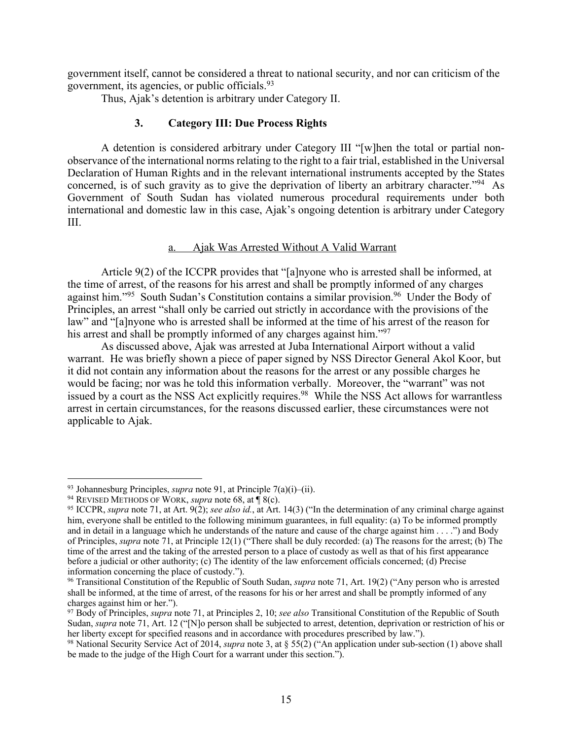government itself, cannot be considered a threat to national security, and nor can criticism of the government, its agencies, or public officials.[93]

Thus, Ajak's detention is arbitrary under Category II.

### 3. Category III: Due Process Rights

A detention is considered arbitrary under Category III "[w]hen the total or partial non-observance of the international norms relating to the right to a fair trial, established in the Universal Declaration of Human Rights and in the relevant international instruments accepted by the States concerned, is of such gravity as to give the deprivation of liberty an arbitrary character."[94] As Government of South Sudan has violated numerous procedural requirements under both international and domestic law in this case, Ajak's ongoing detention is arbitrary under Category III.

#### a. Ajak Was Arrested Without A Valid Warrant

Article 9(2) of the ICCPR provides that "[a]nyone who is arrested shall be informed, at the time of arrest, of the reasons for his arrest and shall be promptly informed of any charges against him."[95] South Sudan's Constitution contains a similar provision.[96] Under the Body of Principles, an arrest "shall only be carried out strictly in accordance with the provisions of the law" and "[a]nyone who is arrested shall be informed at the time of his arrest of the reason for his arrest and shall be promptly informed of any charges against him."[97]

As discussed above, Ajak was arrested at Juba International Airport without a valid warrant. He was briefly shown a piece of paper signed by NSS Director General Akol Koor, but it did not contain any information about the reasons for the arrest or any possible charges he would be facing; nor was he told this information verbally. Moreover, the "warrant" was not issued by a court as the NSS Act explicitly requires.[98] While the NSS Act allows for warrantless arrest in certain circumstances, for the reasons discussed earlier, these circumstances were not applicable to Ajak.

---

[93] Johannesburg Principles, *supra* note 91, at Principle 7(a)(i)–(ii).

[94] REVISED METHODS OF WORK, *supra* note 68, at ¶ 8(c).

[95] ICCPR, *supra* note 71, at Art. 9(2); *see also id.*, at Art. 14(3) ("In the determination of any criminal charge against him, everyone shall be entitled to the following minimum guarantees, in full equality: (a) To be informed promptly and in detail in a language which he understands of the nature and cause of the charge against him . . . .") and Body of Principles, *supra* note 71, at Principle 12(1) ("There shall be duly recorded: (a) The reasons for the arrest; (b) The time of the arrest and the taking of the arrested person to a place of custody as well as that of his first appearance before a judicial or other authority; (c) The identity of the law enforcement officials concerned; (d) Precise information concerning the place of custody.").

[96] Transitional Constitution of the Republic of South Sudan, *supra* note 71, Art. 19(2) ("Any person who is arrested shall be informed, at the time of arrest, of the reasons for his or her arrest and shall be promptly informed of any charges against him or her.").

[97] Body of Principles, *supra* note 71, at Principles 2, 10; *see also* Transitional Constitution of the Republic of South Sudan, *supra* note 71, Art. 12 ("[N]o person shall be subjected to arrest, detention, deprivation or restriction of his or her liberty except for specified reasons and in accordance with procedures prescribed by law.").

[98] National Security Service Act of 2014, *supra* note 3, at § 55(2) ("An application under sub-section (1) above shall be made to the judge of the High Court for a warrant under this section.").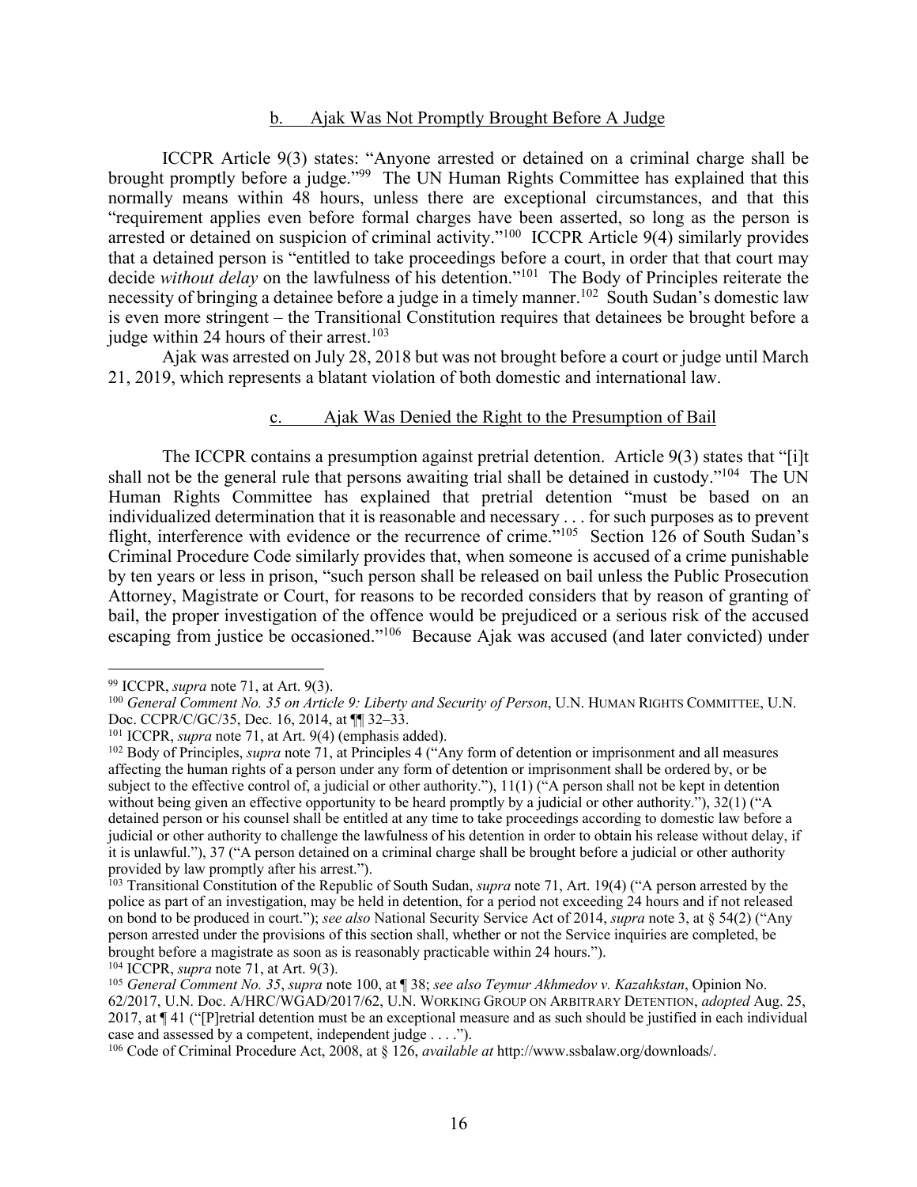### b. Ajak Was Not Promptly Brought Before A Judge

ICCPR Article 9(3) states: "Anyone arrested or detained on a criminal charge shall be brought promptly before a judge."[99] The UN Human Rights Committee has explained that this normally means within 48 hours, unless there are exceptional circumstances, and that this "requirement applies even before formal charges have been asserted, so long as the person is arrested or detained on suspicion of criminal activity."[100] ICCPR Article 9(4) similarly provides that a detained person is "entitled to take proceedings before a court, in order that that court may decide *without delay* on the lawfulness of his detention."[101] The Body of Principles reiterate the necessity of bringing a detainee before a judge in a timely manner.[102] South Sudan's domestic law is even more stringent – the Transitional Constitution requires that detainees be brought before a judge within 24 hours of their arrest.[103]

Ajak was arrested on July 28, 2018 but was not brought before a court or judge until March 21, 2019, which represents a blatant violation of both domestic and international law.

### c. Ajak Was Denied the Right to the Presumption of Bail

The ICCPR contains a presumption against pretrial detention. Article 9(3) states that "[i]t shall not be the general rule that persons awaiting trial shall be detained in custody."[104] The UN Human Rights Committee has explained that pretrial detention "must be based on an individualized determination that it is reasonable and necessary . . . for such purposes as to prevent flight, interference with evidence or the recurrence of crime."[105] Section 126 of South Sudan's Criminal Procedure Code similarly provides that, when someone is accused of a crime punishable by ten years or less in prison, "such person shall be released on bail unless the Public Prosecution Attorney, Magistrate or Court, for reasons to be recorded considers that by reason of granting of bail, the proper investigation of the offence would be prejudiced or a serious risk of the accused escaping from justice be occasioned."[106] Because Ajak was accused (and later convicted) under

---

[99] ICCPR, *supra* note 71, at Art. 9(3).

[100] *General Comment No. 35 on Article 9: Liberty and Security of Person*, U.N. HUMAN RIGHTS COMMITTEE, U.N. Doc. CCPR/C/GC/35, Dec. 16, 2014, at ¶¶ 32–33.

[101] ICCPR, *supra* note 71, at Art. 9(4) (emphasis added).

[102] Body of Principles, *supra* note 71, at Principles 4 ("Any form of detention or imprisonment and all measures affecting the human rights of a person under any form of detention or imprisonment shall be ordered by, or be subject to the effective control of, a judicial or other authority."), 11(1) ("A person shall not be kept in detention without being given an effective opportunity to be heard promptly by a judicial or other authority."), 32(1) ("A detained person or his counsel shall be entitled at any time to take proceedings according to domestic law before a judicial or other authority to challenge the lawfulness of his detention in order to obtain his release without delay, if it is unlawful."), 37 ("A person detained on a criminal charge shall be brought before a judicial or other authority provided by law promptly after his arrest.").

[103] Transitional Constitution of the Republic of South Sudan, *supra* note 71, Art. 19(4) ("A person arrested by the police as part of an investigation, may be held in detention, for a period not exceeding 24 hours and if not released on bond to be produced in court."); *see also* National Security Service Act of 2014, *supra* note 3, at § 54(2) ("Any person arrested under the provisions of this section shall, whether or not the Service inquiries are completed, be brought before a magistrate as soon as is reasonably practicable within 24 hours.").

[104] ICCPR, *supra* note 71, at Art. 9(3).

[105] *General Comment No. 35*, *supra* note 100, at ¶ 38; *see also Teymur Akhmedov v. Kazahkstan*, Opinion No. 62/2017, U.N. Doc. A/HRC/WGAD/2017/62, U.N. WORKING GROUP ON ARBITRARY DETENTION, *adopted* Aug. 25, 2017, at ¶ 41 ("[P]retrial detention must be an exceptional measure and as such should be justified in each individual case and assessed by a competent, independent judge . . . .").

[106] Code of Criminal Procedure Act, 2008, at § 126, *available at* http://www.ssbalaw.org/downloads/.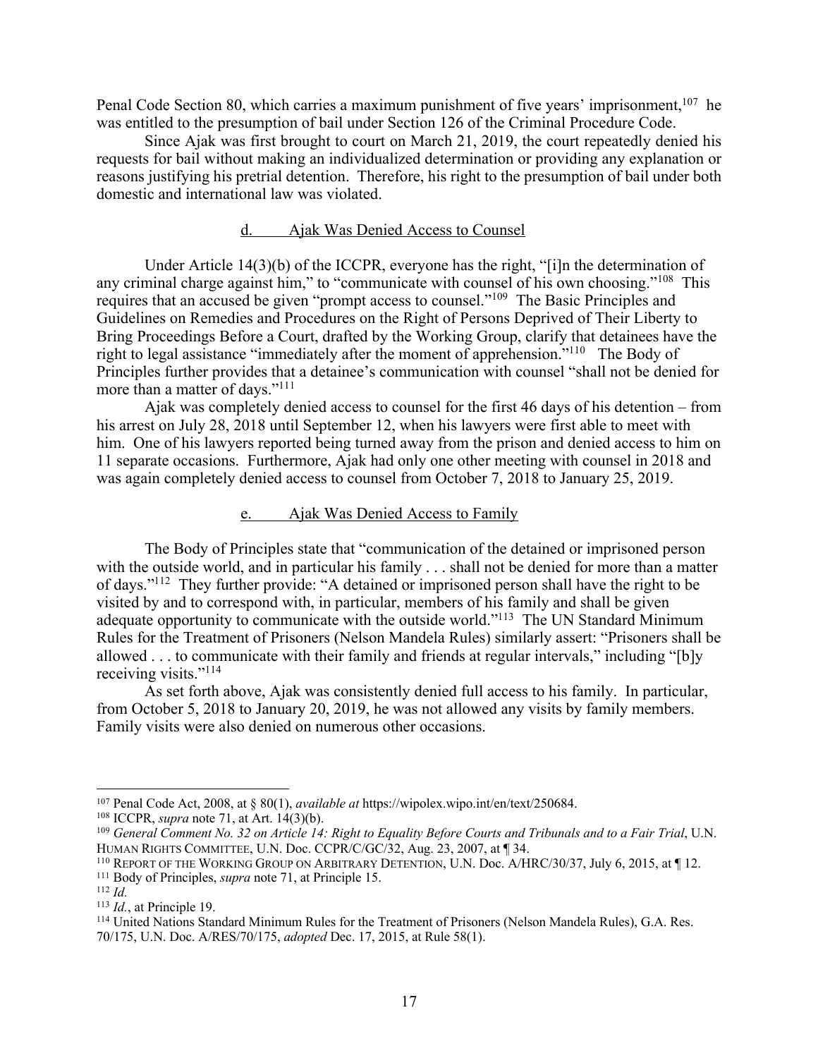Penal Code Section 80, which carries a maximum punishment of five years' imprisonment,[107] he was entitled to the presumption of bail under Section 126 of the Criminal Procedure Code.

Since Ajak was first brought to court on March 21, 2019, the court repeatedly denied his requests for bail without making an individualized determination or providing any explanation or reasons justifying his pretrial detention. Therefore, his right to the presumption of bail under both domestic and international law was violated.

#### d. Ajak Was Denied Access to Counsel

Under Article 14(3)(b) of the ICCPR, everyone has the right, "[i]n the determination of any criminal charge against him," to "communicate with counsel of his own choosing."[108] This requires that an accused be given "prompt access to counsel."[109] The Basic Principles and Guidelines on Remedies and Procedures on the Right of Persons Deprived of Their Liberty to Bring Proceedings Before a Court, drafted by the Working Group, clarify that detainees have the right to legal assistance "immediately after the moment of apprehension."[110] The Body of Principles further provides that a detainee's communication with counsel "shall not be denied for more than a matter of days."[111]

Ajak was completely denied access to counsel for the first 46 days of his detention – from his arrest on July 28, 2018 until September 12, when his lawyers were first able to meet with him. One of his lawyers reported being turned away from the prison and denied access to him on 11 separate occasions. Furthermore, Ajak had only one other meeting with counsel in 2018 and was again completely denied access to counsel from October 7, 2018 to January 25, 2019.

#### e. Ajak Was Denied Access to Family

The Body of Principles state that "communication of the detained or imprisoned person with the outside world, and in particular his family . . . shall not be denied for more than a matter of days."[112] They further provide: "A detained or imprisoned person shall have the right to be visited by and to correspond with, in particular, members of his family and shall be given adequate opportunity to communicate with the outside world."[113] The UN Standard Minimum Rules for the Treatment of Prisoners (Nelson Mandela Rules) similarly assert: "Prisoners shall be allowed . . . to communicate with their family and friends at regular intervals," including "[b]y receiving visits."[114]

As set forth above, Ajak was consistently denied full access to his family. In particular, from October 5, 2018 to January 20, 2019, he was not allowed any visits by family members. Family visits were also denied on numerous other occasions.

---

[107] Penal Code Act, 2008, at § 80(1), *available at* https://wipolex.wipo.int/en/text/250684.

[108] ICCPR, *supra* note 71, at Art. 14(3)(b).

[109] *General Comment No. 32 on Article 14: Right to Equality Before Courts and Tribunals and to a Fair Trial*, U.N. Human Rights Committee, U.N. Doc. CCPR/C/GC/32, Aug. 23, 2007, at ¶ 34.

[110] Report of the Working Group on Arbitrary Detention, U.N. Doc. A/HRC/30/37, July 6, 2015, at ¶ 12.

[111] Body of Principles, *supra* note 71, at Principle 15.

[112] *Id.*

[113] *Id.*, at Principle 19.

[114] United Nations Standard Minimum Rules for the Treatment of Prisoners (Nelson Mandela Rules), G.A. Res. 70/175, U.N. Doc. A/RES/70/175, *adopted* Dec. 17, 2015, at Rule 58(1).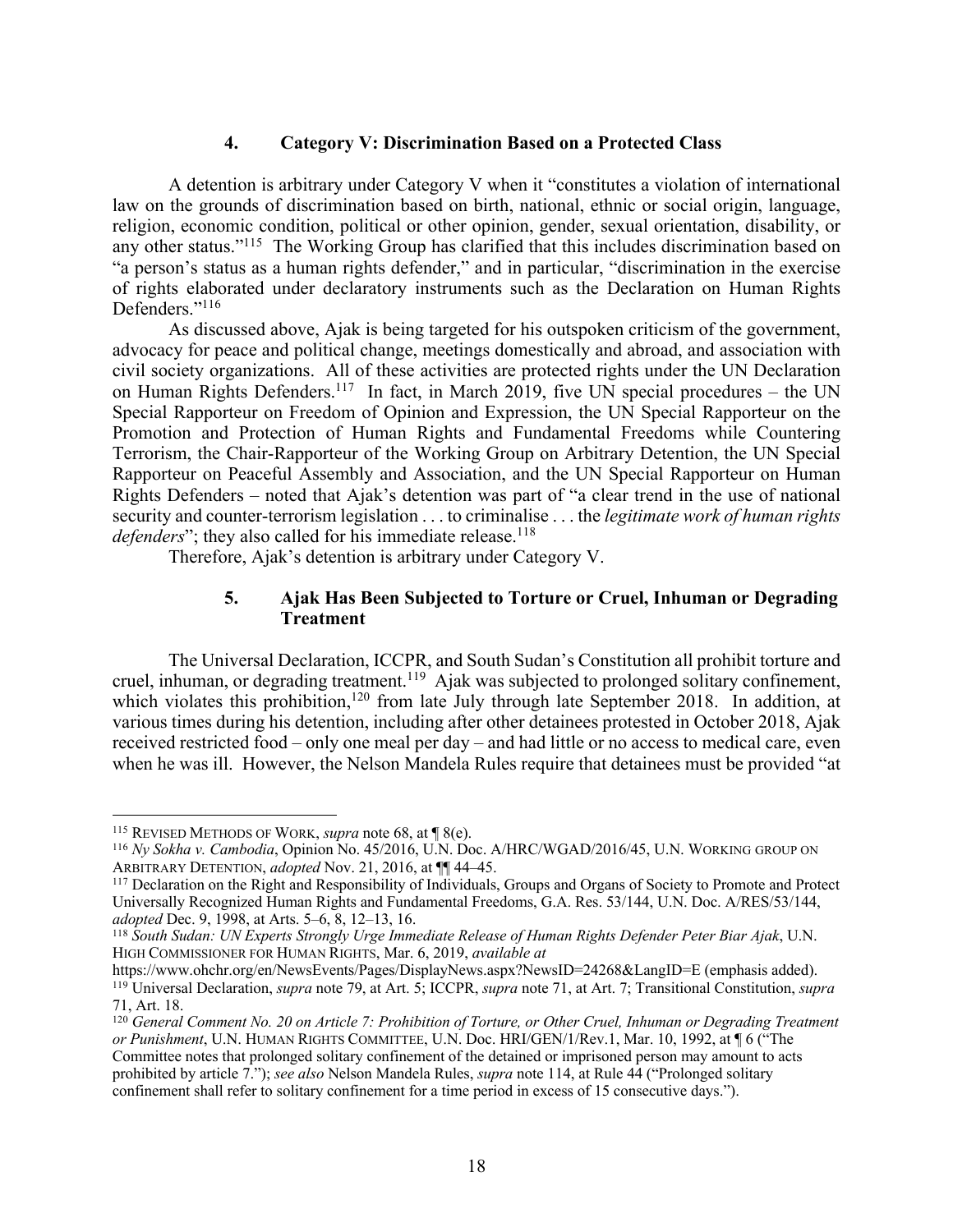### 4. Category V: Discrimination Based on a Protected Class

A detention is arbitrary under Category V when it "constitutes a violation of international law on the grounds of discrimination based on birth, national, ethnic or social origin, language, religion, economic condition, political or other opinion, gender, sexual orientation, disability, or any other status."[115] The Working Group has clarified that this includes discrimination based on "a person's status as a human rights defender," and in particular, "discrimination in the exercise of rights elaborated under declaratory instruments such as the Declaration on Human Rights Defenders."[116]

As discussed above, Ajak is being targeted for his outspoken criticism of the government, advocacy for peace and political change, meetings domestically and abroad, and association with civil society organizations. All of these activities are protected rights under the UN Declaration on Human Rights Defenders.[117] In fact, in March 2019, five UN special procedures – the UN Special Rapporteur on Freedom of Opinion and Expression, the UN Special Rapporteur on the Promotion and Protection of Human Rights and Fundamental Freedoms while Countering Terrorism, the Chair-Rapporteur of the Working Group on Arbitrary Detention, the UN Special Rapporteur on Peaceful Assembly and Association, and the UN Special Rapporteur on Human Rights Defenders – noted that Ajak's detention was part of "a clear trend in the use of national security and counter-terrorism legislation . . . to criminalise . . . the *legitimate work of human rights defenders*"; they also called for his immediate release.[118]

Therefore, Ajak's detention is arbitrary under Category V.

### 5. Ajak Has Been Subjected to Torture or Cruel, Inhuman or Degrading Treatment

The Universal Declaration, ICCPR, and South Sudan's Constitution all prohibit torture and cruel, inhuman, or degrading treatment.[119] Ajak was subjected to prolonged solitary confinement, which violates this prohibition,[120] from late July through late September 2018. In addition, at various times during his detention, including after other detainees protested in October 2018, Ajak received restricted food – only one meal per day – and had little or no access to medical care, even when he was ill. However, the Nelson Mandela Rules require that detainees must be provided "at

---

[115] REVISED METHODS OF WORK, *supra* note 68, at ¶ 8(e).

[116] *Ny Sokha v. Cambodia*, Opinion No. 45/2016, U.N. Doc. A/HRC/WGAD/2016/45, U.N. WORKING GROUP ON ARBITRARY DETENTION, *adopted* Nov. 21, 2016, at ¶¶ 44–45.

[117] Declaration on the Right and Responsibility of Individuals, Groups and Organs of Society to Promote and Protect Universally Recognized Human Rights and Fundamental Freedoms, G.A. Res. 53/144, U.N. Doc. A/RES/53/144, *adopted* Dec. 9, 1998, at Arts. 5–6, 8, 12–13, 16.

[118] *South Sudan: UN Experts Strongly Urge Immediate Release of Human Rights Defender Peter Biar Ajak*, U.N. HIGH COMMISSIONER FOR HUMAN RIGHTS, Mar. 6, 2019, *available at* https://www.ohchr.org/en/NewsEvents/Pages/DisplayNews.aspx?NewsID=24268&LangID=E (emphasis added).

[119] Universal Declaration, *supra* note 79, at Art. 5; ICCPR, *supra* note 71, at Art. 7; Transitional Constitution, *supra* 71, Art. 18.

[120] *General Comment No. 20 on Article 7: Prohibition of Torture, or Other Cruel, Inhuman or Degrading Treatment or Punishment*, U.N. HUMAN RIGHTS COMMITTEE, U.N. Doc. HRI/GEN/1/Rev.1, Mar. 10, 1992, at ¶ 6 ("The Committee notes that prolonged solitary confinement of the detained or imprisoned person may amount to acts prohibited by article 7."); *see also* Nelson Mandela Rules, *supra* note 114, at Rule 44 ("Prolonged solitary confinement shall refer to solitary confinement for a time period in excess of 15 consecutive days.").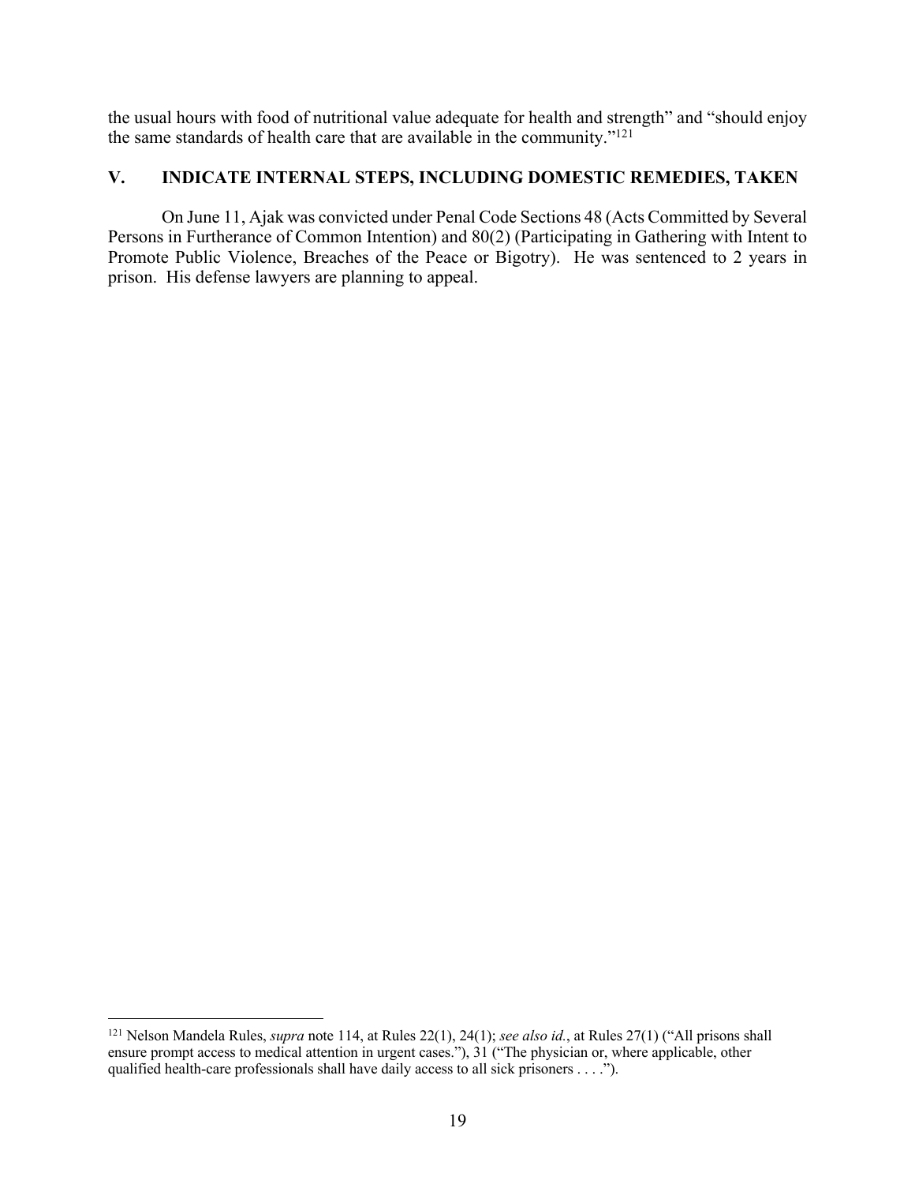the usual hours with food of nutritional value adequate for health and strength" and "should enjoy the same standards of health care that are available in the community."[121]

## V. INDICATE INTERNAL STEPS, INCLUDING DOMESTIC REMEDIES, TAKEN

On June 11, Ajak was convicted under Penal Code Sections 48 (Acts Committed by Several Persons in Furtherance of Common Intention) and 80(2) (Participating in Gathering with Intent to Promote Public Violence, Breaches of the Peace or Bigotry). He was sentenced to 2 years in prison. His defense lawyers are planning to appeal.

---

[121] Nelson Mandela Rules, *supra* note 114, at Rules 22(1), 24(1); *see also id.*, at Rules 27(1) ("All prisons shall ensure prompt access to medical attention in urgent cases."), 31 ("The physician or, where applicable, other qualified health-care professionals shall have daily access to all sick prisoners . . . .").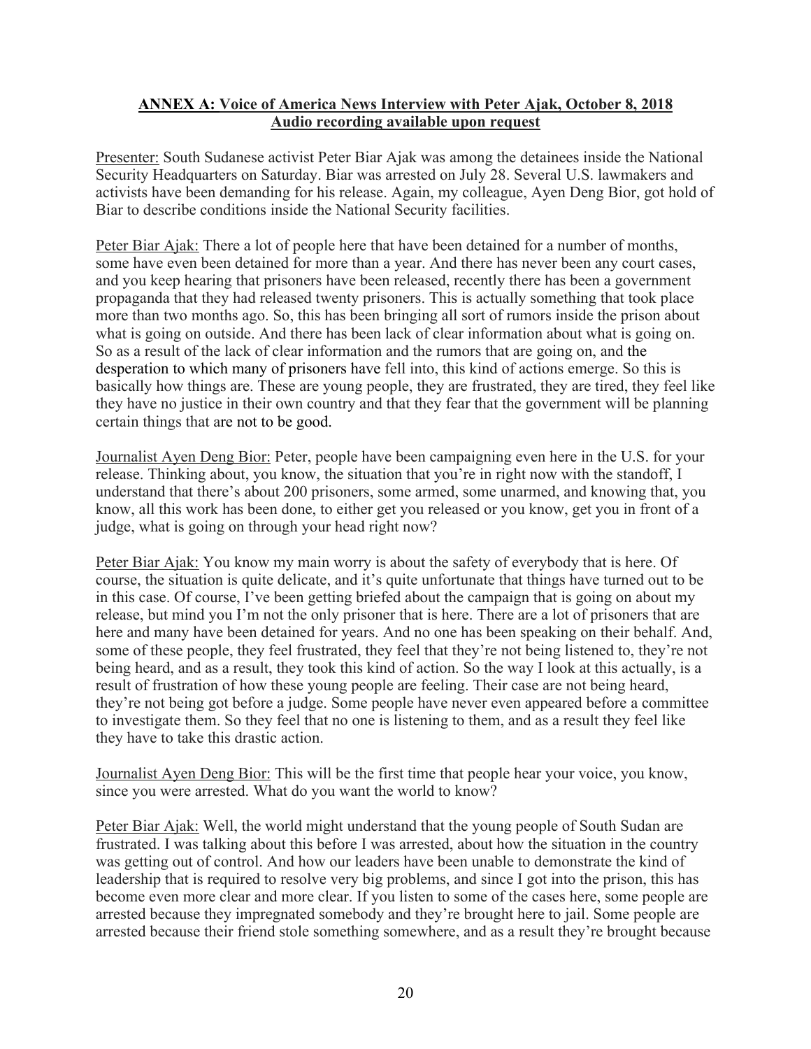**ANNEX A: Voice of America News Interview with Peter Ajak, October 8, 2018**
**Audio recording available upon request**

Presenter: South Sudanese activist Peter Biar Ajak was among the detainees inside the National Security Headquarters on Saturday. Biar was arrested on July 28. Several U.S. lawmakers and activists have been demanding for his release. Again, my colleague, Ayen Deng Bior, got hold of Biar to describe conditions inside the National Security facilities.

Peter Biar Ajak: There a lot of people here that have been detained for a number of months, some have even been detained for more than a year. And there has never been any court cases, and you keep hearing that prisoners have been released, recently there has been a government propaganda that they had released twenty prisoners. This is actually something that took place more than two months ago. So, this has been bringing all sort of rumors inside the prison about what is going on outside. And there has been lack of clear information about what is going on. So as a result of the lack of clear information and the rumors that are going on, and the desperation to which many of prisoners have fell into, this kind of actions emerge. So this is basically how things are. These are young people, they are frustrated, they are tired, they feel like they have no justice in their own country and that they fear that the government will be planning certain things that are not to be good.

Journalist Ayen Deng Bior: Peter, people have been campaigning even here in the U.S. for your release. Thinking about, you know, the situation that you're in right now with the standoff, I understand that there's about 200 prisoners, some armed, some unarmed, and knowing that, you know, all this work has been done, to either get you released or you know, get you in front of a judge, what is going on through your head right now?

Peter Biar Ajak: You know my main worry is about the safety of everybody that is here. Of course, the situation is quite delicate, and it's quite unfortunate that things have turned out to be in this case. Of course, I've been getting briefed about the campaign that is going on about my release, but mind you I'm not the only prisoner that is here. There are a lot of prisoners that are here and many have been detained for years. And no one has been speaking on their behalf. And, some of these people, they feel frustrated, they feel that they're not being listened to, they're not being heard, and as a result, they took this kind of action. So the way I look at this actually, is a result of frustration of how these young people are feeling. Their case are not being heard, they're not being got before a judge. Some people have never even appeared before a committee to investigate them. So they feel that no one is listening to them, and as a result they feel like they have to take this drastic action.

Journalist Ayen Deng Bior: This will be the first time that people hear your voice, you know, since you were arrested. What do you want the world to know?

Peter Biar Ajak: Well, the world might understand that the young people of South Sudan are frustrated. I was talking about this before I was arrested, about how the situation in the country was getting out of control. And how our leaders have been unable to demonstrate the kind of leadership that is required to resolve very big problems, and since I got into the prison, this has become even more clear and more clear. If you listen to some of the cases here, some people are arrested because they impregnated somebody and they're brought here to jail. Some people are arrested because their friend stole something somewhere, and as a result they're brought because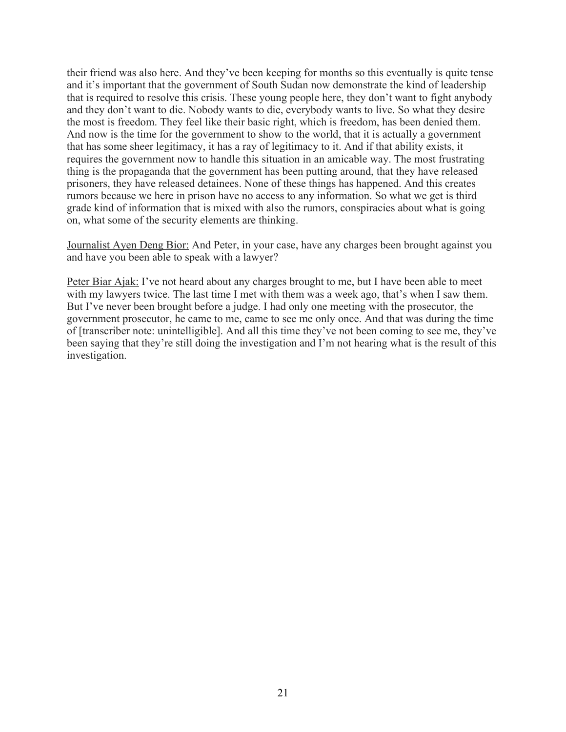their friend was also here. And they've been keeping for months so this eventually is quite tense and it's important that the government of South Sudan now demonstrate the kind of leadership that is required to resolve this crisis. These young people here, they don't want to fight anybody and they don't want to die. Nobody wants to die, everybody wants to live. So what they desire the most is freedom. They feel like their basic right, which is freedom, has been denied them. And now is the time for the government to show to the world, that it is actually a government that has some sheer legitimacy, it has a ray of legitimacy to it. And if that ability exists, it requires the government now to handle this situation in an amicable way. The most frustrating thing is the propaganda that the government has been putting around, that they have released prisoners, they have released detainees. None of these things has happened. And this creates rumors because we here in prison have no access to any information. So what we get is third grade kind of information that is mixed with also the rumors, conspiracies about what is going on, what some of the security elements are thinking.

<u>Journalist Ayen Deng Bior:</u> And Peter, in your case, have any charges been brought against you and have you been able to speak with a lawyer?

<u>Peter Biar Ajak:</u> I've not heard about any charges brought to me, but I have been able to meet with my lawyers twice. The last time I met with them was a week ago, that's when I saw them. But I've never been brought before a judge. I had only one meeting with the prosecutor, the government prosecutor, he came to me, came to see me only once. And that was during the time of [transcriber note: unintelligible]. And all this time they've not been coming to see me, they've been saying that they're still doing the investigation and I'm not hearing what is the result of this investigation.